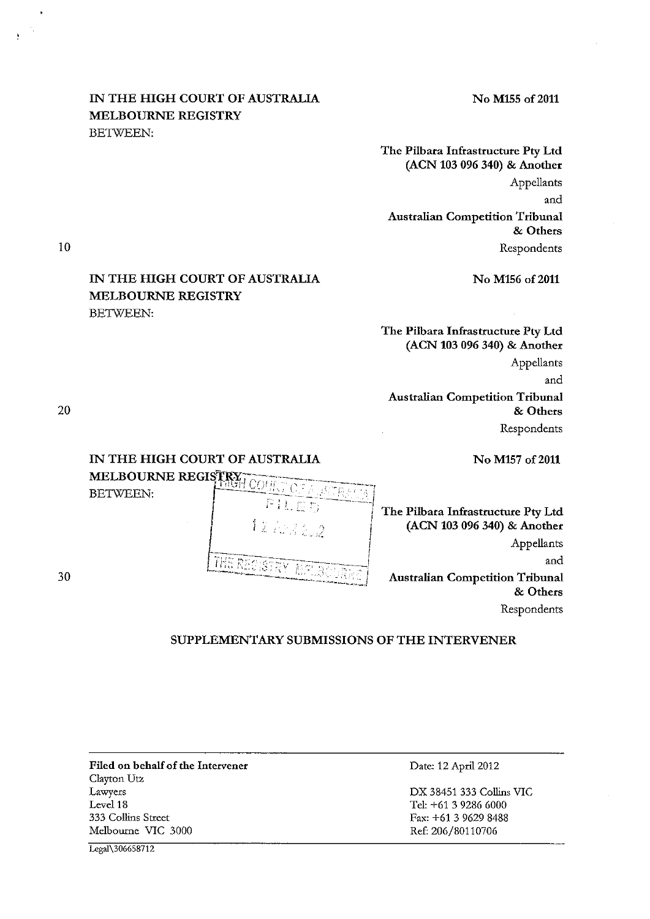IN THE HIGH COURT OF AUSTRALIA
MELBOURNE REGISTRY
BETWEEN:

No M155 of 2011

**The Pilbara Infrastructure Pty Ltd (ACN 103 096 340) & Another**
Appellants

and

**Australian Competition Tribunal & Others**
Respondents

IN THE HIGH COURT OF AUSTRALIA
MELBOURNE REGISTRY
BETWEEN:

No M156 of 2011

**The Pilbara Infrastructure Pty Ltd (ACN 103 096 340) & Another**
Appellants

and

**Australian Competition Tribunal & Others**
Respondents

IN THE HIGH COURT OF AUSTRALIA
MELBOURNE REGISTRY
BETWEEN:

No M157 of 2011

**The Pilbara Infrastructure Pty Ltd (ACN 103 096 340) & Another**
Appellants

and

**Australian Competition Tribunal & Others**
Respondents

## SUPPLEMENTARY SUBMISSIONS OF THE INTERVENER

| **Filed on behalf of the Intervener** | Date: 12 April 2012 |
|---|---|
| Clayton Utz | |
| Lawyers | DX 38451 333 Collins VIC |
| Level 18 | Tel: +61 3 9286 6000 |
| 333 Collins Street | Fax: +61 3 9629 8488 |
| Melbourne VIC 3000 | Ref: 206/80110706 |

Legal\306658712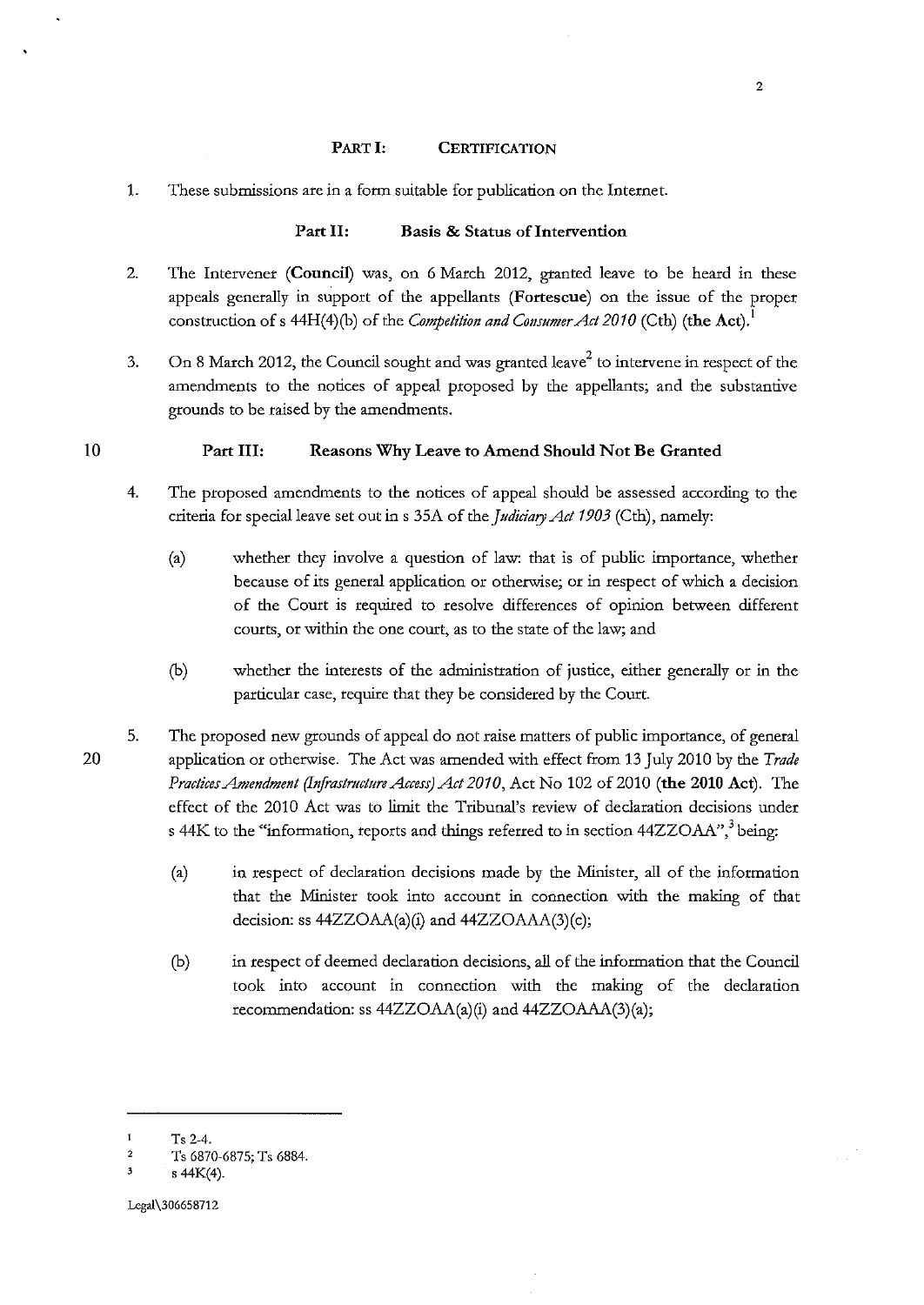## PART I: CERTIFICATION

1. These submissions are in a form suitable for publication on the Internet.

## Part II: Basis & Status of Intervention

2. The Intervener (**Council**) was, on 6 March 2012, granted leave to be heard in these appeals generally in support of the appellants (**Fortescue**) on the issue of the proper construction of s 44H(4)(b) of the *Competition and Consumer Act 2010* (Cth) (**the Act**).[1]

3. On 8 March 2012, the Council sought and was granted leave[2] to intervene in respect of the amendments to the notices of appeal proposed by the appellants; and the substantive grounds to be raised by the amendments.

## Part III: Reasons Why Leave to Amend Should Not Be Granted

4. The proposed amendments to the notices of appeal should be assessed according to the criteria for special leave set out in s 35A of the *Judiciary Act 1903* (Cth), namely:

   (a) whether they involve a question of law: that is of public importance, whether because of its general application or otherwise; or in respect of which a decision of the Court is required to resolve differences of opinion between different courts, or within the one court, as to the state of the law; and

   (b) whether the interests of the administration of justice, either generally or in the particular case, require that they be considered by the Court.

5. The proposed new grounds of appeal do not raise matters of public importance, of general application or otherwise. The Act was amended with effect from 13 July 2010 by the *Trade Practices Amendment (Infrastructure Access) Act 2010*, Act No 102 of 2010 (**the 2010 Act**). The effect of the 2010 Act was to limit the Tribunal's review of declaration decisions under s 44K to the "information, reports and things referred to in section 44ZZOAA",[3] being:

   (a) in respect of declaration decisions made by the Minister, all of the information that the Minister took into account in connection with the making of that decision: ss 44ZZOAA(a)(i) and 44ZZOAAA(3)(c);

   (b) in respect of deemed declaration decisions, all of the information that the Council took into account in connection with the making of the declaration recommendation: ss 44ZZOAA(a)(i) and 44ZZOAAA(3)(a);

---

1 Ts 2-4.

2 Ts 6870-6875; Ts 6884.

3 s 44K(4).

Legal\306658712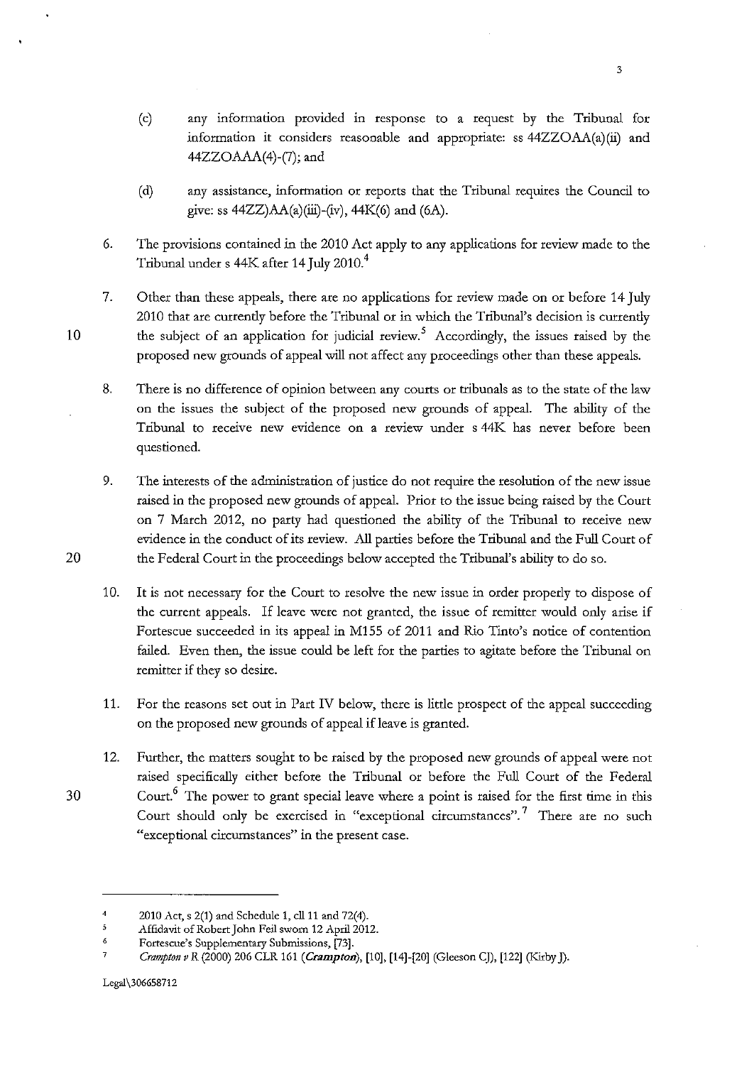(c) any information provided in response to a request by the Tribunal for information it considers reasonable and appropriate: ss 44ZZOAA(a)(ii) and 44ZZOAAA(4)-(7); and

(d) any assistance, information or reports that the Tribunal requires the Council to give: ss 44ZZOAA(a)(iii)-(iv), 44K(6) and (6A).

6. The provisions contained in the 2010 Act apply to any applications for review made to the Tribunal under s 44K after 14 July 2010.[4]

7. Other than these appeals, there are no applications for review made on or before 14 July 2010 that are currently before the Tribunal or in which the Tribunal's decision is currently the subject of an application for judicial review.[5] Accordingly, the issues raised by the proposed new grounds of appeal will not affect any proceedings other than these appeals.

8. There is no difference of opinion between any courts or tribunals as to the state of the law on the issues the subject of the proposed new grounds of appeal. The ability of the Tribunal to receive new evidence on a review under s 44K has never before been questioned.

9. The interests of the administration of justice do not require the resolution of the new issue raised in the proposed new grounds of appeal. Prior to the issue being raised by the Court on 7 March 2012, no party had questioned the ability of the Tribunal to receive new evidence in the conduct of its review. All parties before the Tribunal and the Full Court of the Federal Court in the proceedings below accepted the Tribunal's ability to do so.

10. It is not necessary for the Court to resolve the new issue in order properly to dispose of the current appeals. If leave were not granted, the issue of remitter would only arise if Fortescue succeeded in its appeal in M155 of 2011 and Rio Tinto's notice of contention failed. Even then, the issue could be left for the parties to agitate before the Tribunal on remitter if they so desire.

11. For the reasons set out in Part IV below, there is little prospect of the appeal succeeding on the proposed new grounds of appeal if leave is granted.

12. Further, the matters sought to be raised by the proposed new grounds of appeal were not raised specifically either before the Tribunal or before the Full Court of the Federal Court.[6] The power to grant special leave where a point is raised for the first time in this Court should only be exercised in "exceptional circumstances".[7] There are no such "exceptional circumstances" in the present case.

---

[4] 2010 Act, s 2(1) and Schedule 1, cll 11 and 72(4).

[5] Affidavit of Robert John Feil sworn 12 April 2012.

[6] Fortescue's Supplementary Submissions, [73].

[7] *Crampton v R* (2000) 206 CLR 161 (***Crampton***), [10], [14]-[20] (Gleeson CJ), [122] (Kirby J).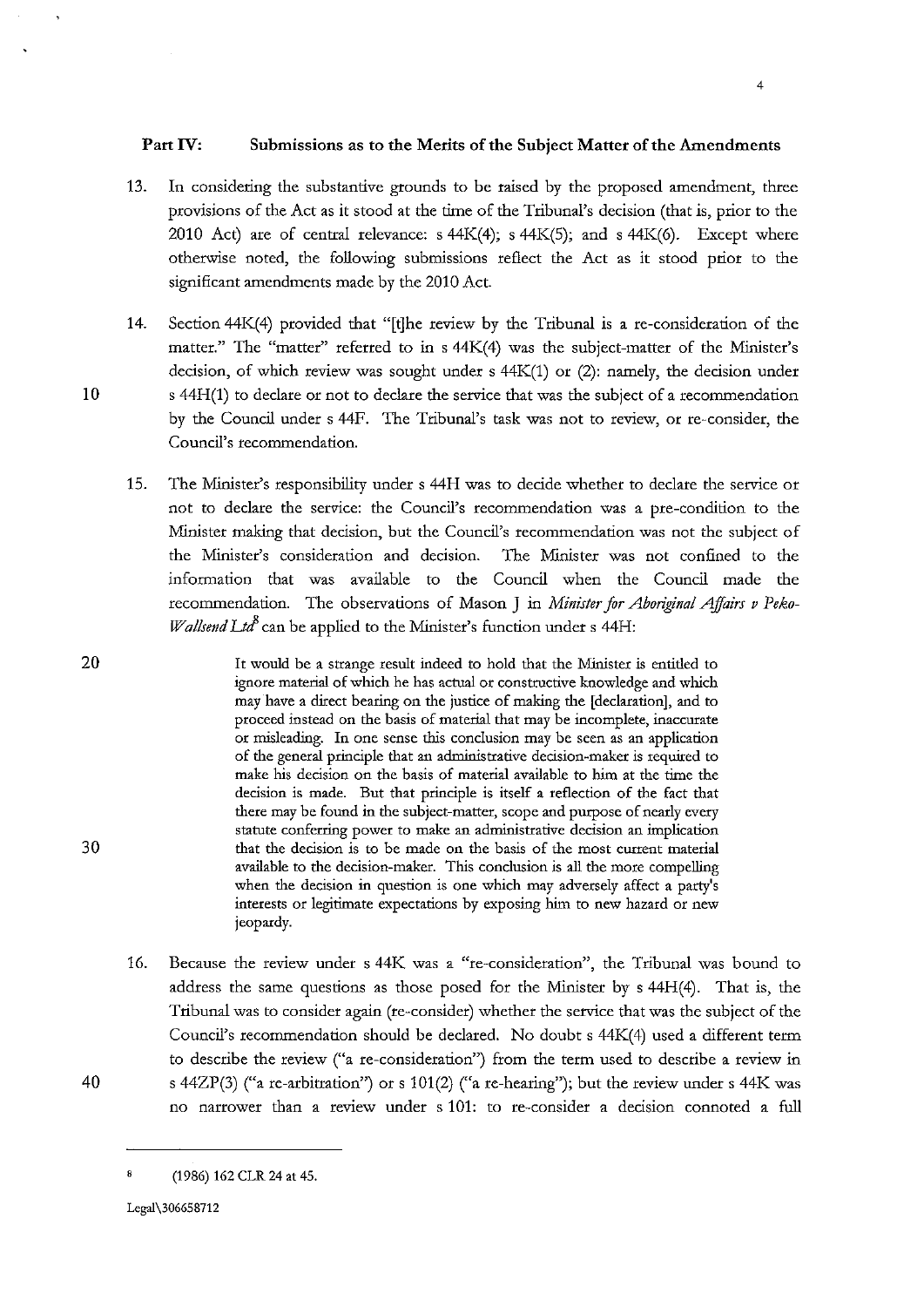## Part IV: Submissions as to the Merits of the Subject Matter of the Amendments

13. In considering the substantive grounds to be raised by the proposed amendment, three provisions of the Act as it stood at the time of the Tribunal's decision (that is, prior to the 2010 Act) are of central relevance: s 44K(4); s 44K(5); and s 44K(6). Except where otherwise noted, the following submissions reflect the Act as it stood prior to the significant amendments made by the 2010 Act.

14. Section 44K(4) provided that "[t]he review by the Tribunal is a re-consideration of the matter." The "matter" referred to in s 44K(4) was the subject-matter of the Minister's decision, of which review was sought under s 44K(1) or (2): namely, the decision under s 44H(1) to declare or not to declare the service that was the subject of a recommendation by the Council under s 44F. The Tribunal's task was not to review, or re-consider, the Council's recommendation.

15. The Minister's responsibility under s 44H was to decide whether to declare the service or not to declare the service: the Council's recommendation was a pre-condition to the Minister making that decision, but the Council's recommendation was not the subject of the Minister's consideration and decision. The Minister was not confined to the information that was available to the Council when the Council made the recommendation. The observations of Mason J in *Minister for Aboriginal Affairs v Peko-Wallsend Ltd*[8] can be applied to the Minister's function under s 44H:

> It would be a strange result indeed to hold that the Minister is entitled to ignore material of which he has actual or constructive knowledge and which may have a direct bearing on the justice of making the [declaration], and to proceed instead on the basis of material that may be incomplete, inaccurate or misleading. In one sense this conclusion may be seen as an application of the general principle that an administrative decision-maker is required to make his decision on the basis of material available to him at the time the decision is made. But that principle is itself a reflection of the fact that there may be found in the subject-matter, scope and purpose of nearly every statute conferring power to make an administrative decision an implication that the decision is to be made on the basis of the most current material available to the decision-maker. This conclusion is all the more compelling when the decision in question is one which may adversely affect a party's interests or legitimate expectations by exposing him to new hazard or new jeopardy.

16. Because the review under s 44K was a "re-consideration", the Tribunal was bound to address the same questions as those posed for the Minister by s 44H(4). That is, the Tribunal was to consider again (re-consider) whether the service that was the subject of the Council's recommendation should be declared. No doubt s 44K(4) used a different term to describe the review ("a re-consideration") from the term used to describe a review in s 44ZP(3) ("a re-arbitration") or s 101(2) ("a re-hearing"); but the review under s 44K was no narrower than a review under s 101: to re-consider a decision connoted a full

---

[8] (1986) 162 CLR 24 at 45.

Legal\306658712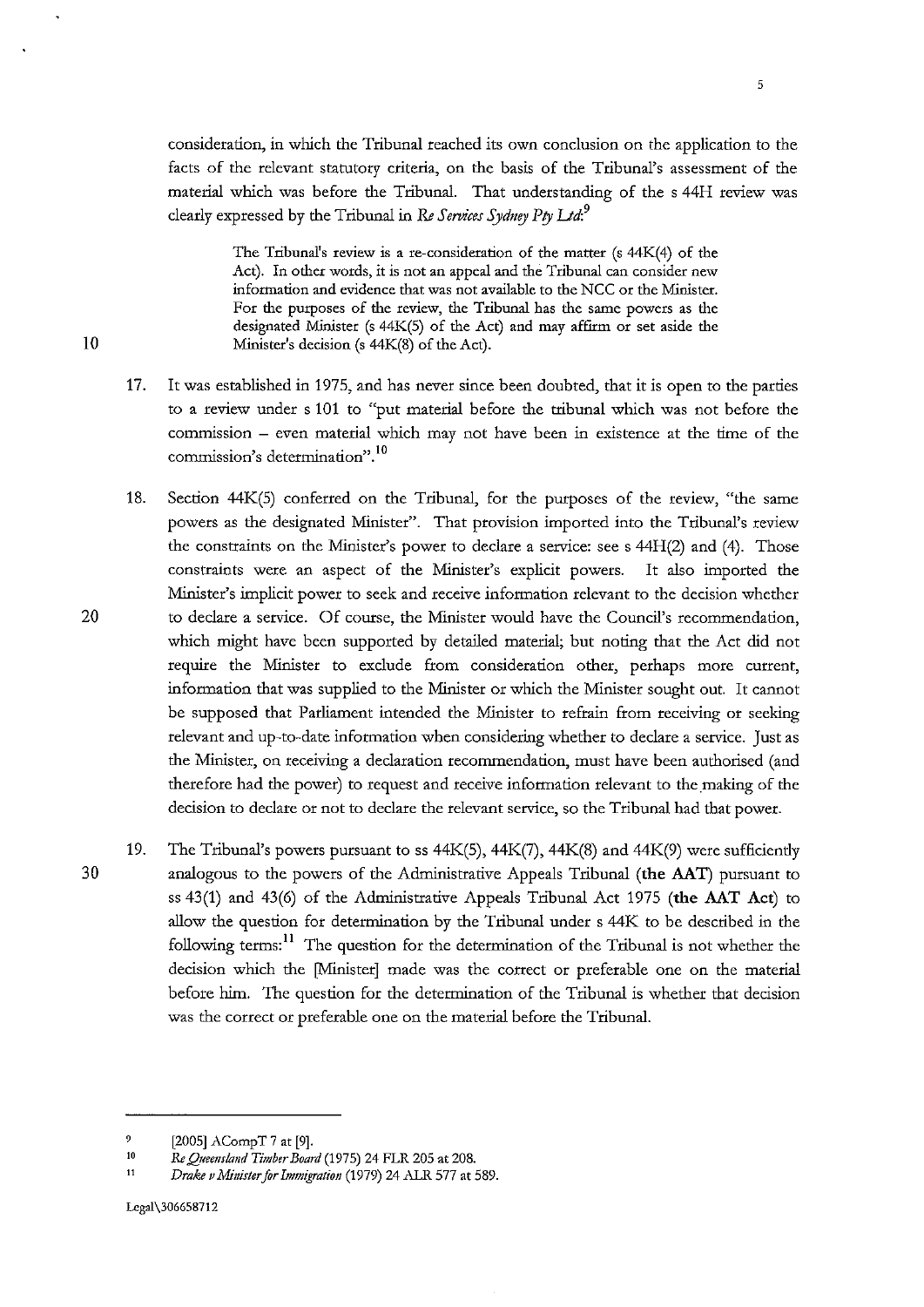consideration, in which the Tribunal reached its own conclusion on the application to the facts of the relevant statutory criteria, on the basis of the Tribunal's assessment of the material which was before the Tribunal. That understanding of the s 44H review was clearly expressed by the Tribunal in *Re Services Sydney Pty Ltd*:[9]

> The Tribunal's review is a re-consideration of the matter (s 44K(4) of the Act). In other words, it is not an appeal and the Tribunal can consider new information and evidence that was not available to the NCC or the Minister. For the purposes of the review, the Tribunal has the same powers as the designated Minister (s 44K(5) of the Act) and may affirm or set aside the Minister's decision (s 44K(8) of the Act).

17. It was established in 1975, and has never since been doubted, that it is open to the parties to a review under s 101 to "put material before the tribunal which was not before the commission – even material which may not have been in existence at the time of the commission's determination".[10]

18. Section 44K(5) conferred on the Tribunal, for the purposes of the review, "the same powers as the designated Minister". That provision imported into the Tribunal's review the constraints on the Minister's power to declare a service: see s 44H(2) and (4). Those constraints were an aspect of the Minister's explicit powers. It also imported the Minister's implicit power to seek and receive information relevant to the decision whether to declare a service. Of course, the Minister would have the Council's recommendation, which might have been supported by detailed material; but noting that the Act did not require the Minister to exclude from consideration other, perhaps more current, information that was supplied to the Minister or which the Minister sought out. It cannot be supposed that Parliament intended the Minister to refrain from receiving or seeking relevant and up-to-date information when considering whether to declare a service. Just as the Minister, on receiving a declaration recommendation, must have been authorised (and therefore had the power) to request and receive information relevant to the making of the decision to declare or not to declare the relevant service, so the Tribunal had that power.

19. The Tribunal's powers pursuant to ss 44K(5), 44K(7), 44K(8) and 44K(9) were sufficiently analogous to the powers of the Administrative Appeals Tribunal (**the AAT**) pursuant to ss 43(1) and 43(6) of the Administrative Appeals Tribunal Act 1975 (**the AAT Act**) to allow the question for determination by the Tribunal under s 44K to be described in the following terms:[11] The question for the determination of the Tribunal is not whether the decision which the [Minister] made was the correct or preferable one on the material before him. The question for the determination of the Tribunal is whether that decision was the correct or preferable one on the material before the Tribunal.

---

[9] [2005] ACompT 7 at [9].

[10] *Re Queensland Timber Board* (1975) 24 FLR 205 at 208.

[11] *Drake v Minister for Immigration* (1979) 24 ALR 577 at 589.

Legal\306658712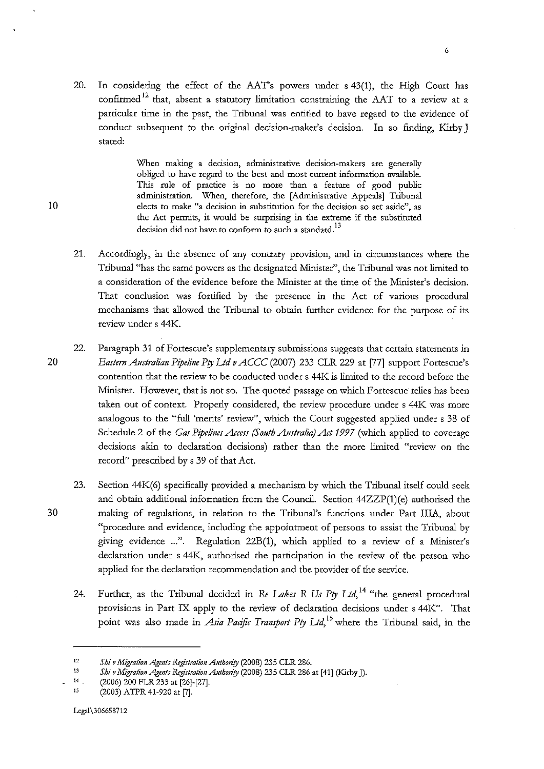20. In considering the effect of the AAT's powers under s 43(1), the High Court has confirmed[12] that, absent a statutory limitation constraining the AAT to a review at a particular time in the past, the Tribunal was entitled to have regard to the evidence of conduct subsequent to the original decision-maker's decision. In so finding, Kirby J stated:

> When making a decision, administrative decision-makers are generally obliged to have regard to the best and most current information available. This rule of practice is no more than a feature of good public administration. When, therefore, the [Administrative Appeals] Tribunal elects to make "a decision in substitution for the decision so set aside", as the Act permits, it would be surprising in the extreme if the substituted decision did not have to conform to such a standard.[13]

21. Accordingly, in the absence of any contrary provision, and in circumstances where the Tribunal "has the same powers as the designated Minister", the Tribunal was not limited to a consideration of the evidence before the Minister at the time of the Minister's decision. That conclusion was fortified by the presence in the Act of various procedural mechanisms that allowed the Tribunal to obtain further evidence for the purpose of its review under s 44K.

22. Paragraph 31 of Fortescue's supplementary submissions suggests that certain statements in *Eastern Australian Pipeline Pty Ltd v ACCC* (2007) 233 CLR 229 at [77] support Fortescue's contention that the review to be conducted under s 44K is limited to the record before the Minister. However, that is not so. The quoted passage on which Fortescue relies has been taken out of context. Properly considered, the review procedure under s 44K was more analogous to the "full 'merits' review", which the Court suggested applied under s 38 of Schedule 2 of the *Gas Pipelines Access (South Australia) Act 1997* (which applied to coverage decisions akin to declaration decisions) rather than the more limited "review on the record" prescribed by s 39 of that Act.

23. Section 44K(6) specifically provided a mechanism by which the Tribunal itself could seek and obtain additional information from the Council. Section 44ZZP(1)(e) authorised the making of regulations, in relation to the Tribunal's functions under Part IIIA, about "procedure and evidence, including the appointment of persons to assist the Tribunal by giving evidence ...". Regulation 22B(1), which applied to a review of a Minister's declaration under s 44K, authorised the participation in the review of the person who applied for the declaration recommendation and the provider of the service.

24. Further, as the Tribunal decided in *Re Lakes R Us Pty Ltd*,[14] "the general procedural provisions in Part IX apply to the review of declaration decisions under s 44K". That point was also made in *Asia Pacific Transport Pty Ltd*,[15] where the Tribunal said, in the

---

12 *Shi v Migration Agents Registration Authority* (2008) 235 CLR 286.

13 *Shi v Migration Agents Registration Authority* (2008) 235 CLR 286 at [41] (Kirby J).

14 (2006) 200 FLR 233 at [26]-[27].

15 (2003) ATPR 41-920 at [7].

Legal\306658712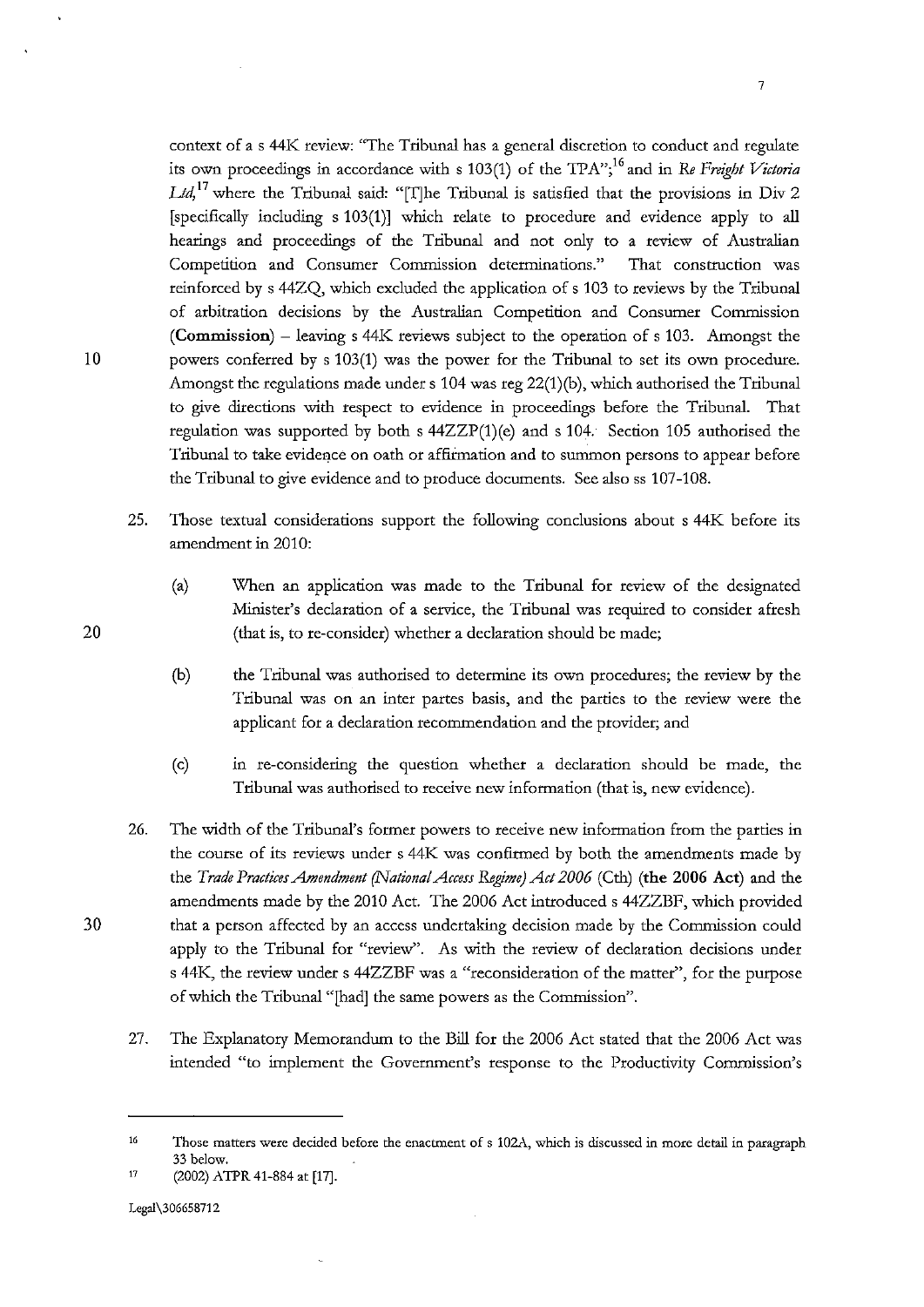context of a s 44K review: "The Tribunal has a general discretion to conduct and regulate its own proceedings in accordance with s 103(1) of the TPA";[16] and in *Re Freight Victoria Ltd*,[17] where the Tribunal said: "[T]he Tribunal is satisfied that the provisions in Div 2 [specifically including s 103(1)] which relate to procedure and evidence apply to all hearings and proceedings of the Tribunal and not only to a review of Australian Competition and Consumer Commission determinations." That construction was reinforced by s 44ZQ, which excluded the application of s 103 to reviews by the Tribunal of arbitration decisions by the Australian Competition and Consumer Commission (**Commission**) – leaving s 44K reviews subject to the operation of s 103. Amongst the powers conferred by s 103(1) was the power for the Tribunal to set its own procedure. Amongst the regulations made under s 104 was reg 22(1)(b), which authorised the Tribunal to give directions with respect to evidence in proceedings before the Tribunal. That regulation was supported by both s 44ZZP(1)(e) and s 104. Section 105 authorised the Tribunal to take evidence on oath or affirmation and to summon persons to appear before the Tribunal to give evidence and to produce documents. See also ss 107-108.

25. Those textual considerations support the following conclusions about s 44K before its amendment in 2010:

    (a) When an application was made to the Tribunal for review of the designated Minister's declaration of a service, the Tribunal was required to consider afresh (that is, to re-consider) whether a declaration should be made;

    (b) the Tribunal was authorised to determine its own procedures; the review by the Tribunal was on an inter partes basis, and the parties to the review were the applicant for a declaration recommendation and the provider; and

    (c) in re-considering the question whether a declaration should be made, the Tribunal was authorised to receive new information (that is, new evidence).

26. The width of the Tribunal's former powers to receive new information from the parties in the course of its reviews under s 44K was confirmed by both the amendments made by the *Trade Practices Amendment (National Access Regime) Act 2006* (Cth) (**the 2006 Act**) and the amendments made by the 2010 Act. The 2006 Act introduced s 44ZZBF, which provided that a person affected by an access undertaking decision made by the Commission could apply to the Tribunal for "review". As with the review of declaration decisions under s 44K, the review under s 44ZZBF was a "reconsideration of the matter", for the purpose of which the Tribunal "[had] the same powers as the Commission".

27. The Explanatory Memorandum to the Bill for the 2006 Act stated that the 2006 Act was intended "to implement the Government's response to the Productivity Commission's

---

[16] Those matters were decided before the enactment of s 102A, which is discussed in more detail in paragraph 33 below.

[17] (2002) ATPR 41-884 at [17].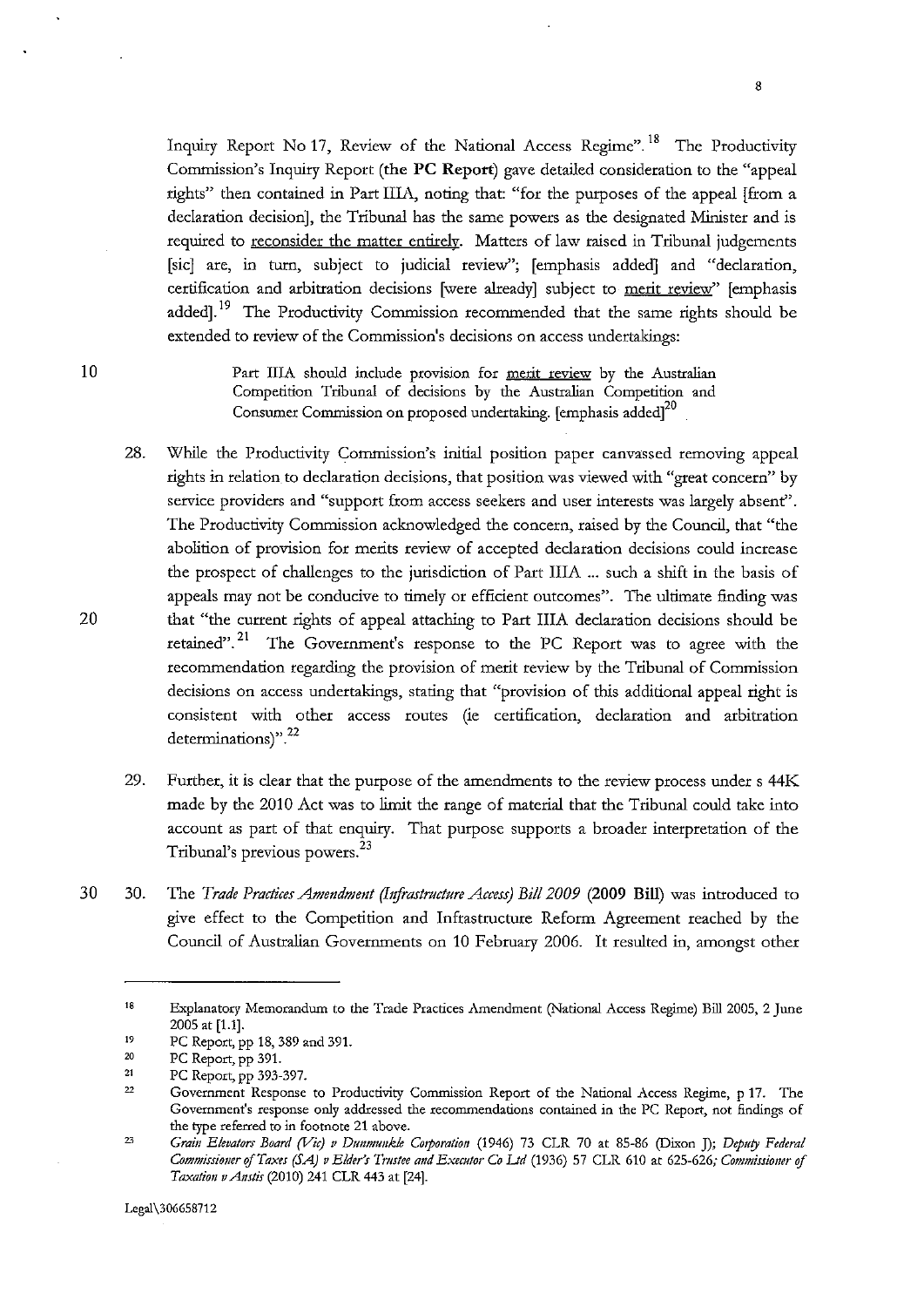Inquiry Report No 17, Review of the National Access Regime".[18] The Productivity Commission's Inquiry Report (**the PC Report**) gave detailed consideration to the "appeal rights" then contained in Part IIIA, noting that: "for the purposes of the appeal [from a declaration decision], the Tribunal has the same powers as the designated Minister and is required to <u>reconsider the matter entirely</u>. Matters of law raised in Tribunal judgements [sic] are, in turn, subject to judicial review"; [emphasis added] and "declaration, certification and arbitration decisions [were already] subject to <u>merit review</u>" [emphasis added].[19] The Productivity Commission recommended that the same rights should be extended to review of the Commission's decisions on access undertakings:

> Part IIIA should include provision for <u>merit review</u> by the Australian Competition Tribunal of decisions by the Australian Competition and Consumer Commission on proposed undertaking. [emphasis added][20]

28. While the Productivity Commission's initial position paper canvassed removing appeal rights in relation to declaration decisions, that position was viewed with "great concern" by service providers and "support from access seekers and user interests was largely absent". The Productivity Commission acknowledged the concern, raised by the Council, that "the abolition of provision for merits review of accepted declaration decisions could increase the prospect of challenges to the jurisdiction of Part IIIA ... such a shift in the basis of appeals may not be conducive to timely or efficient outcomes". The ultimate finding was that "the current rights of appeal attaching to Part IIIA declaration decisions should be retained".[21] The Government's response to the PC Report was to agree with the recommendation regarding the provision of merit review by the Tribunal of Commission decisions on access undertakings, stating that "provision of this additional appeal right is consistent with other access routes (ie certification, declaration and arbitration determinations)".[22]

29. Further, it is clear that the purpose of the amendments to the review process under s 44K made by the 2010 Act was to limit the range of material that the Tribunal could take into account as part of that enquiry. That purpose supports a broader interpretation of the Tribunal's previous powers.[23]

30. The *Trade Practices Amendment (Infrastructure Access) Bill 2009* (**2009 Bill**) was introduced to give effect to the Competition and Infrastructure Reform Agreement reached by the Council of Australian Governments on 10 February 2006. It resulted in, amongst other

---

[18] Explanatory Memorandum to the Trade Practices Amendment (National Access Regime) Bill 2005, 2 June 2005 at [1.1].

[19] PC Report, pp 18, 389 and 391.

[20] PC Report, pp 391.

[21] PC Report, pp 393-397.

[22] Government Response to Productivity Commission Report of the National Access Regime, p 17. The Government's response only addressed the recommendations contained in the PC Report, not findings of the type referred to in footnote 21 above.

[23] *Grain Elevators Board (Vic) v Dunmunkle Corporation* (1946) 73 CLR 70 at 85-86 (Dixon J); *Deputy Federal Commissioner of Taxes (SA) v Elder's Trustee and Executor Co Ltd* (1936) 57 CLR 610 at 625-626; *Commissioner of Taxation v Anstis* (2010) 241 CLR 443 at [24].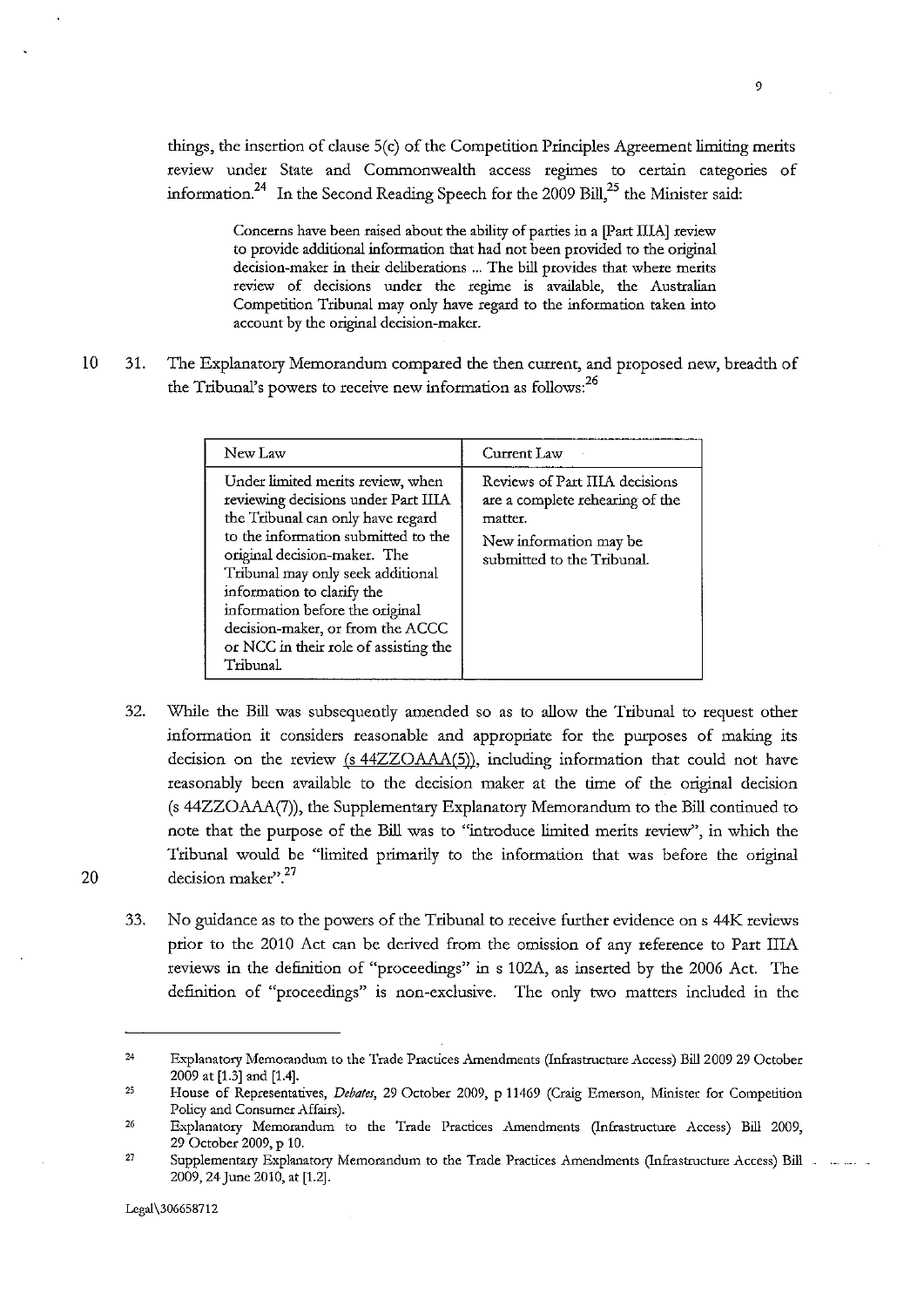things, the insertion of clause 5(c) of the Competition Principles Agreement limiting merits review under State and Commonwealth access regimes to certain categories of information.[24] In the Second Reading Speech for the 2009 Bill,[25] the Minister said:

> Concerns have been raised about the ability of parties in a [Part IIIA] review to provide additional information that had not been provided to the original decision-maker in their deliberations ... The bill provides that where merits review of decisions under the regime is available, the Australian Competition Tribunal may only have regard to the information taken into account by the original decision-maker.

31. The Explanatory Memorandum compared the then current, and proposed new, breadth of the Tribunal's powers to receive new information as follows:[26]

| New Law | Current Law |
|---|---|
| Under limited merits review, when reviewing decisions under Part IIIA the Tribunal can only have regard to the information submitted to the original decision-maker. The Tribunal may only seek additional information to clarify the information before the original decision-maker, or from the ACCC or NCC in their role of assisting the Tribunal. | Reviews of Part IIIA decisions are a complete rehearing of the matter. New information may be submitted to the Tribunal. |

32. While the Bill was subsequently amended so as to allow the Tribunal to request other information it considers reasonable and appropriate for the purposes of making its decision on the review (s 44ZZOAAA(5)), including information that could not have reasonably been available to the decision maker at the time of the original decision (s 44ZZOAAA(7)), the Supplementary Explanatory Memorandum to the Bill continued to note that the purpose of the Bill was to "introduce limited merits review", in which the Tribunal would be "limited primarily to the information that was before the original decision maker".[27]

33. No guidance as to the powers of the Tribunal to receive further evidence on s 44K reviews prior to the 2010 Act can be derived from the omission of any reference to Part IIIA reviews in the definition of "proceedings" in s 102A, as inserted by the 2006 Act. The definition of "proceedings" is non-exclusive. The only two matters included in the

---

[24] Explanatory Memorandum to the Trade Practices Amendments (Infrastructure Access) Bill 2009 29 October 2009 at [1.3] and [1.4].

[25] House of Representatives, *Debates*, 29 October 2009, p 11469 (Craig Emerson, Minister for Competition Policy and Consumer Affairs).

[26] Explanatory Memorandum to the Trade Practices Amendments (Infrastructure Access) Bill 2009, 29 October 2009, p 10.

[27] Supplementary Explanatory Memorandum to the Trade Practices Amendments (Infrastructure Access) Bill 2009, 24 June 2010, at [1.2].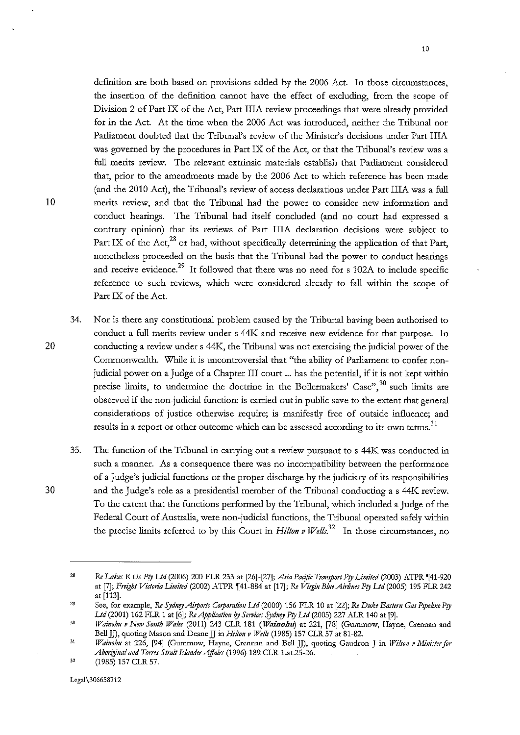definition are both based on provisions added by the 2006 Act. In those circumstances, the insertion of the definition cannot have the effect of excluding, from the scope of Division 2 of Part IX of the Act, Part IIIA review proceedings that were already provided for in the Act. At the time when the 2006 Act was introduced, neither the Tribunal nor Parliament doubted that the Tribunal's review of the Minister's decisions under Part IIIA was governed by the procedures in Part IX of the Act, or that the Tribunal's review was a full merits review. The relevant extrinsic materials establish that Parliament considered that, prior to the amendments made by the 2006 Act to which reference has been made (and the 2010 Act), the Tribunal's review of access declarations under Part IIIA was a full merits review, and that the Tribunal had the power to consider new information and conduct hearings. The Tribunal had itself concluded (and no court had expressed a contrary opinion) that its reviews of Part IIIA declaration decisions were subject to Part IX of the Act,[28] or had, without specifically determining the application of that Part, nonetheless proceeded on the basis that the Tribunal had the power to conduct hearings and receive evidence.[29] It followed that there was no need for s 102A to include specific reference to such reviews, which were considered already to fall within the scope of Part IX of the Act.

34. Nor is there any constitutional problem caused by the Tribunal having been authorised to conduct a full merits review under s 44K and receive new evidence for that purpose. In conducting a review under s 44K, the Tribunal was not exercising the judicial power of the Commonwealth. While it is uncontroversial that "the ability of Parliament to confer non-judicial power on a Judge of a Chapter III court ... has the potential, if it is not kept within precise limits, to undermine the doctrine in the Boilermakers' Case",[30] such limits are observed if the non-judicial function: is carried out in public save to the extent that general considerations of justice otherwise require; is manifestly free of outside influence; and results in a report or other outcome which can be assessed according to its own terms.[31]

35. The function of the Tribunal in carrying out a review pursuant to s 44K was conducted in such a manner. As a consequence there was no incompatibility between the performance of a Judge's judicial functions or the proper discharge by the judiciary of its responsibilities and the Judge's role as a presidential member of the Tribunal conducting a s 44K review. To the extent that the functions performed by the Tribunal, which included a Judge of the Federal Court of Australia, were non-judicial functions, the Tribunal operated safely within the precise limits referred to by this Court in *Hilton v Wells*.[32] In those circumstances, no

---

[28] *Re Lakes R Us Pty Ltd* (2006) 200 FLR 233 at [26]-[27]; *Asia Pacific Transport Pty Limited* (2003) ATPR ¶41-920 at [7]; *Freight Victoria Limited* (2002) ATPR ¶41-884 at [17]; *Re Virgin Blue Airlines Pty Ltd* (2005) 195 FLR 242 at [113].

[29] See, for example, *Re Sydney Airports Corporation Ltd* (2000) 156 FLR 10 at [22]; *Re Duke Eastern Gas Pipeline Pty Ltd* (2001) 162 FLR 1 at [6]; *Re Application by Services Sydney Pty Ltd* (2005) 227 ALR 140 at [9].

[30] *Wainohu v New South Wales* (2011) 243 CLR 181 (***Wainohu***) at 221, [78] (Gummow, Hayne, Crennan and Bell JJ), quoting Mason and Deane JJ in *Hilton v Wells* (1985) 157 CLR 57 at 81-82.

[31] *Wainohu* at 226, [94] (Gummow, Hayne, Crennan and Bell JJ), quoting Gaudron J in *Wilson v Minister for Aboriginal and Torres Strait Islander Affairs* (1996) 189 CLR 1 at 25-26.

[32] (1985) 157 CLR 57.

Legal\306658712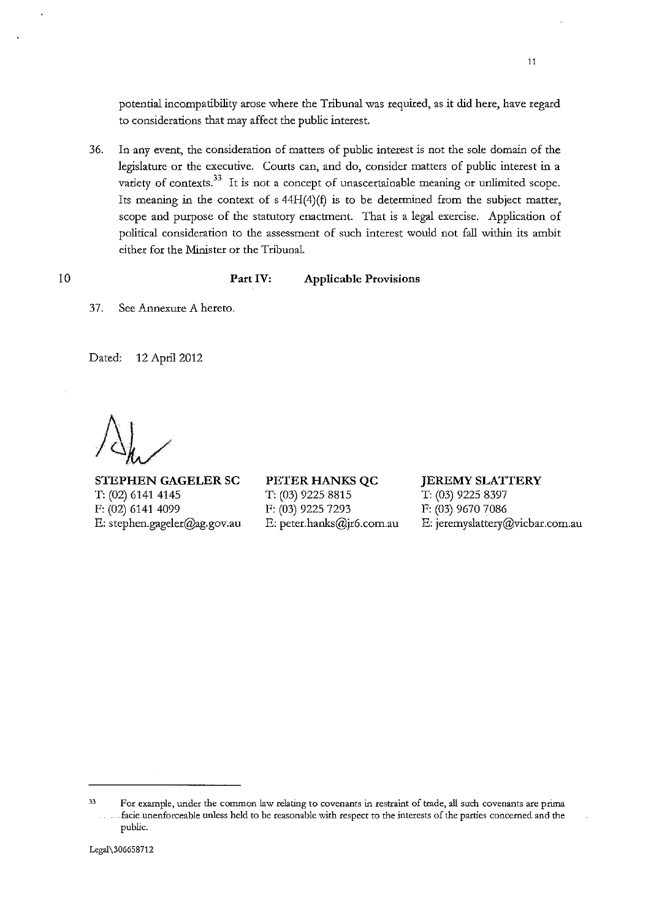potential incompatibility arose where the Tribunal was required, as it did here, have regard to considerations that may affect the public interest.

36. In any event, the consideration of matters of public interest is not the sole domain of the legislature or the executive. Courts can, and do, consider matters of public interest in a variety of contexts.[33] It is not a concept of unascertainable meaning or unlimited scope. Its meaning in the context of s 44H(4)(f) is to be determined from the subject matter, scope and purpose of the statutory enactment. That is a legal exercise. Application of political consideration to the assessment of such interest would not fall within its ambit either for the Minister or the Tribunal.

## Part IV: Applicable Provisions

37. See Annexure A hereto.

Dated: 12 April 2012

| **STEPHEN GAGELER SC** | **PETER HANKS QC** | **JEREMY SLATTERY** |
| --- | --- | --- |
| T: (02) 6141 4145 | T: (03) 9225 8815 | T: (03) 9225 8397 |
| F: (02) 6141 4099 | F: (03) 9225 7293 | F: (03) 9670 7086 |
| E: stephen.gageler@ag.gov.au | E: peter.hanks@jr6.com.au | E: jeremyslattery@vicbar.com.au |

---

[33] For example, under the common law relating to covenants in restraint of trade, all such covenants are prima facie unenforceable unless held to be reasonable with respect to the interests of the parties concerned and the public.

Legal\306658712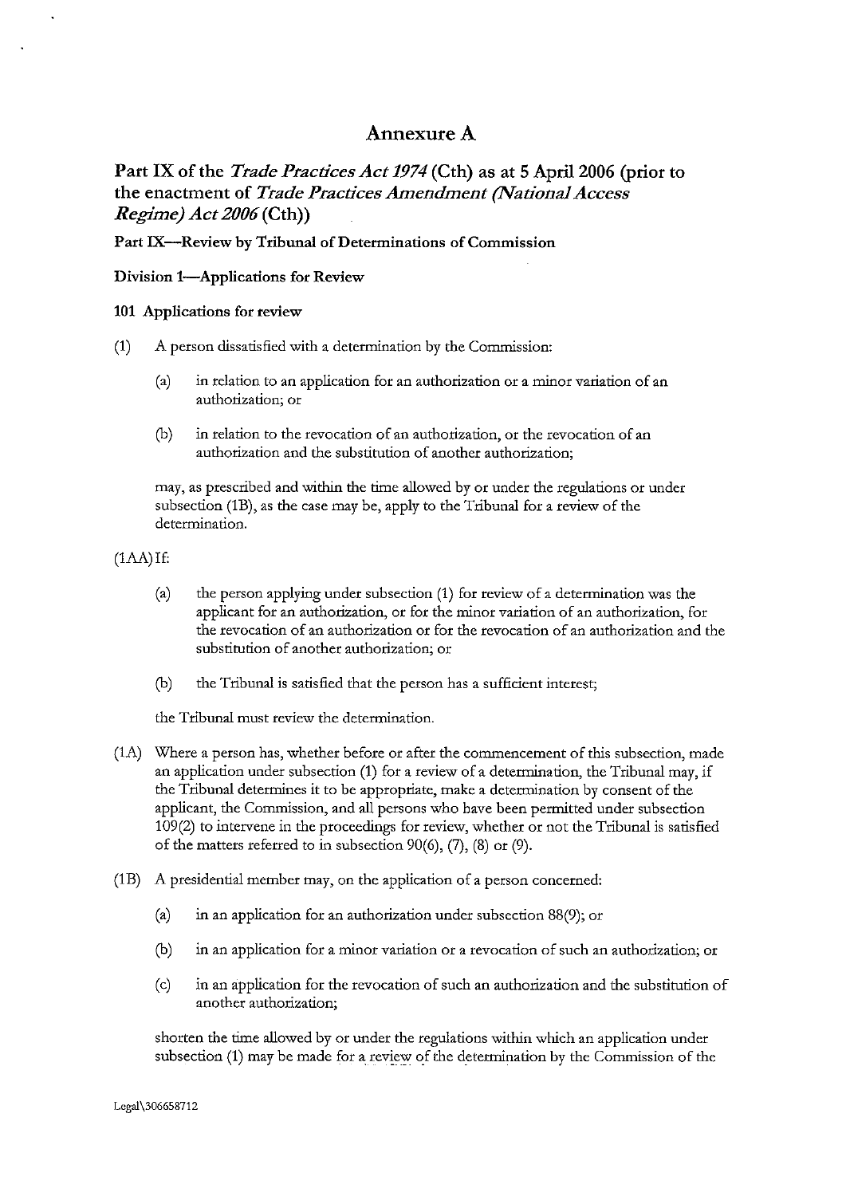# Annexure A

## Part IX of the *Trade Practices Act 1974* (Cth) as at 5 April 2006 (prior to the enactment of *Trade Practices Amendment (National Access Regime) Act 2006* (Cth))

**Part IX—Review by Tribunal of Determinations of Commission**

**Division 1—Applications for Review**

**101 Applications for review**

(1) A person dissatisfied with a determination by the Commission:

(a) in relation to an application for an authorization or a minor variation of an authorization; or

(b) in relation to the revocation of an authorization, or the revocation of an authorization and the substitution of another authorization;

may, as prescribed and within the time allowed by or under the regulations or under subsection (1B), as the case may be, apply to the Tribunal for a review of the determination.

(1AA) If:

(a) the person applying under subsection (1) for review of a determination was the applicant for an authorization, or for the minor variation of an authorization, for the revocation of an authorization or for the revocation of an authorization and the substitution of another authorization; or

(b) the Tribunal is satisfied that the person has a sufficient interest;

the Tribunal must review the determination.

(1A) Where a person has, whether before or after the commencement of this subsection, made an application under subsection (1) for a review of a determination, the Tribunal may, if the Tribunal determines it to be appropriate, make a determination by consent of the applicant, the Commission, and all persons who have been permitted under subsection 109(2) to intervene in the proceedings for review, whether or not the Tribunal is satisfied of the matters referred to in subsection 90(6), (7), (8) or (9).

(1B) A presidential member may, on the application of a person concerned:

(a) in an application for an authorization under subsection 88(9); or

(b) in an application for a minor variation or a revocation of such an authorization; or

(c) in an application for the revocation of such an authorization and the substitution of another authorization;

shorten the time allowed by or under the regulations within which an application under subsection (1) may be made for a review of the determination by the Commission of the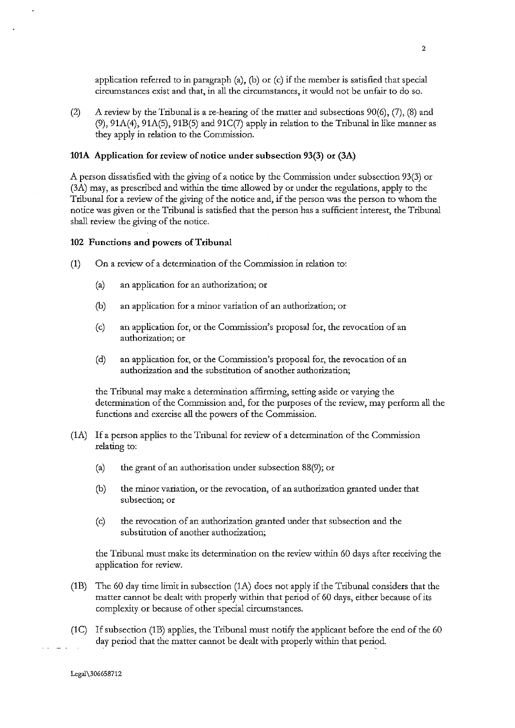application referred to in paragraph (a), (b) or (c) if the member is satisfied that special circumstances exist and that, in all the circumstances, it would not be unfair to do so.

(2) A review by the Tribunal is a re-hearing of the matter and subsections 90(6), (7), (8) and (9), 91A(4), 91A(5), 91B(5) and 91C(7) apply in relation to the Tribunal in like manner as they apply in relation to the Commission.

### 101A Application for review of notice under subsection 93(3) or (3A)

A person dissatisfied with the giving of a notice by the Commission under subsection 93(3) or (3A) may, as prescribed and within the time allowed by or under the regulations, apply to the Tribunal for a review of the giving of the notice and, if the person was the person to whom the notice was given or the Tribunal is satisfied that the person has a sufficient interest, the Tribunal shall review the giving of the notice.

### 102 Functions and powers of Tribunal

(1) On a review of a determination of the Commission in relation to:

  (a) an application for an authorization; or

  (b) an application for a minor variation of an authorization; or

  (c) an application for, or the Commission's proposal for, the revocation of an authorization; or

  (d) an application for, or the Commission's proposal for, the revocation of an authorization and the substitution of another authorization;

the Tribunal may make a determination affirming, setting aside or varying the determination of the Commission and, for the purposes of the review, may perform all the functions and exercise all the powers of the Commission.

(1A) If a person applies to the Tribunal for review of a determination of the Commission relating to:

  (a) the grant of an authorisation under subsection 88(9); or

  (b) the minor variation, or the revocation, of an authorization granted under that subsection; or

  (c) the revocation of an authorization granted under that subsection and the substitution of another authorization;

the Tribunal must make its determination on the review within 60 days after receiving the application for review.

(1B) The 60 day time limit in subsection (1A) does not apply if the Tribunal considers that the matter cannot be dealt with properly within that period of 60 days, either because of its complexity or because of other special circumstances.

(1C) If subsection (1B) applies, the Tribunal must notify the applicant before the end of the 60 day period that the matter cannot be dealt with properly within that period.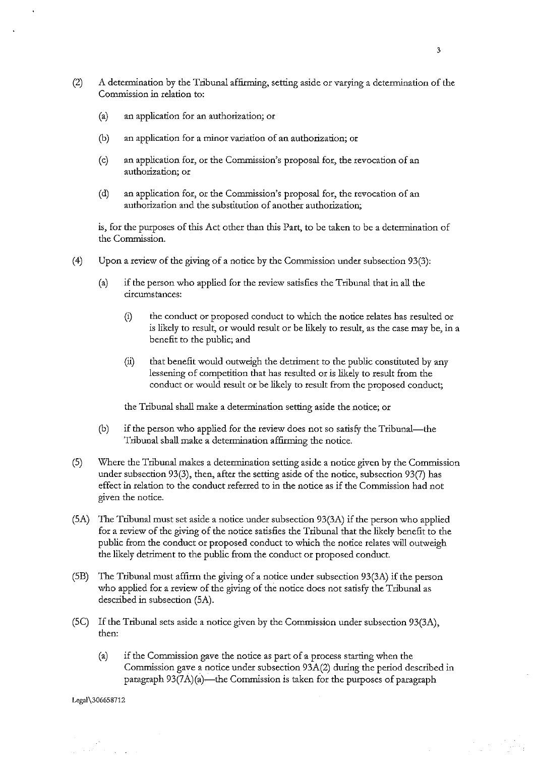(2) A determination by the Tribunal affirming, setting aside or varying a determination of the Commission in relation to:

   (a) an application for an authorization; or

   (b) an application for a minor variation of an authorization; or

   (c) an application for, or the Commission's proposal for, the revocation of an authorization; or

   (d) an application for, or the Commission's proposal for, the revocation of an authorization and the substitution of another authorization;

   is, for the purposes of this Act other than this Part, to be taken to be a determination of the Commission.

(4) Upon a review of the giving of a notice by the Commission under subsection 93(3):

   (a) if the person who applied for the review satisfies the Tribunal that in all the circumstances:

      (i) the conduct or proposed conduct to which the notice relates has resulted or is likely to result, or would result or be likely to result, as the case may be, in a benefit to the public; and

      (ii) that benefit would outweigh the detriment to the public constituted by any lessening of competition that has resulted or is likely to result from the conduct or would result or be likely to result from the proposed conduct;

   the Tribunal shall make a determination setting aside the notice; or

   (b) if the person who applied for the review does not so satisfy the Tribunal—the Tribunal shall make a determination affirming the notice.

(5) Where the Tribunal makes a determination setting aside a notice given by the Commission under subsection 93(3), then, after the setting aside of the notice, subsection 93(7) has effect in relation to the conduct referred to in the notice as if the Commission had not given the notice.

(5A) The Tribunal must set aside a notice under subsection 93(3A) if the person who applied for a review of the giving of the notice satisfies the Tribunal that the likely benefit to the public from the conduct or proposed conduct to which the notice relates will outweigh the likely detriment to the public from the conduct or proposed conduct.

(5B) The Tribunal must affirm the giving of a notice under subsection 93(3A) if the person who applied for a review of the giving of the notice does not satisfy the Tribunal as described in subsection (5A).

(5C) If the Tribunal sets aside a notice given by the Commission under subsection 93(3A), then:

   (a) if the Commission gave the notice as part of a process starting when the Commission gave a notice under subsection 93A(2) during the period described in paragraph 93(7A)(a)—the Commission is taken for the purposes of paragraph

Legal\306658712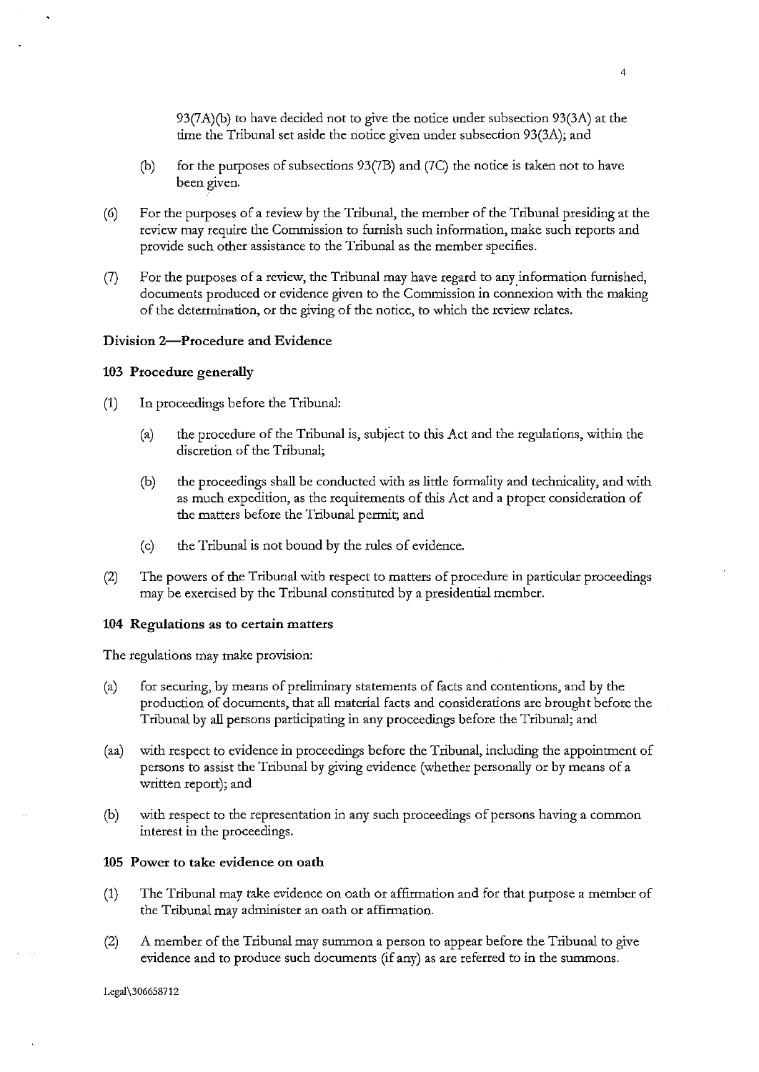93(7A)(b) to have decided not to give the notice under subsection 93(3A) at the time the Tribunal set aside the notice given under subsection 93(3A); and

(b) for the purposes of subsections 93(7B) and (7C) the notice is taken not to have been given.

(6) For the purposes of a review by the Tribunal, the member of the Tribunal presiding at the review may require the Commission to furnish such information, make such reports and provide such other assistance to the Tribunal as the member specifies.

(7) For the purposes of a review, the Tribunal may have regard to any information furnished, documents produced or evidence given to the Commission in connexion with the making of the determination, or the giving of the notice, to which the review relates.

### Division 2—Procedure and Evidence

#### 103 Procedure generally

(1) In proceedings before the Tribunal:

(a) the procedure of the Tribunal is, subject to this Act and the regulations, within the discretion of the Tribunal;

(b) the proceedings shall be conducted with as little formality and technicality, and with as much expedition, as the requirements of this Act and a proper consideration of the matters before the Tribunal permit; and

(c) the Tribunal is not bound by the rules of evidence.

(2) The powers of the Tribunal with respect to matters of procedure in particular proceedings may be exercised by the Tribunal constituted by a presidential member.

#### 104 Regulations as to certain matters

The regulations may make provision:

(a) for securing, by means of preliminary statements of facts and contentions, and by the production of documents, that all material facts and considerations are brought before the Tribunal by all persons participating in any proceedings before the Tribunal; and

(aa) with respect to evidence in proceedings before the Tribunal, including the appointment of persons to assist the Tribunal by giving evidence (whether personally or by means of a written report); and

(b) with respect to the representation in any such proceedings of persons having a common interest in the proceedings.

#### 105 Power to take evidence on oath

(1) The Tribunal may take evidence on oath or affirmation and for that purpose a member of the Tribunal may administer an oath or affirmation.

(2) A member of the Tribunal may summon a person to appear before the Tribunal to give evidence and to produce such documents (if any) as are referred to in the summons.

Legal\306658712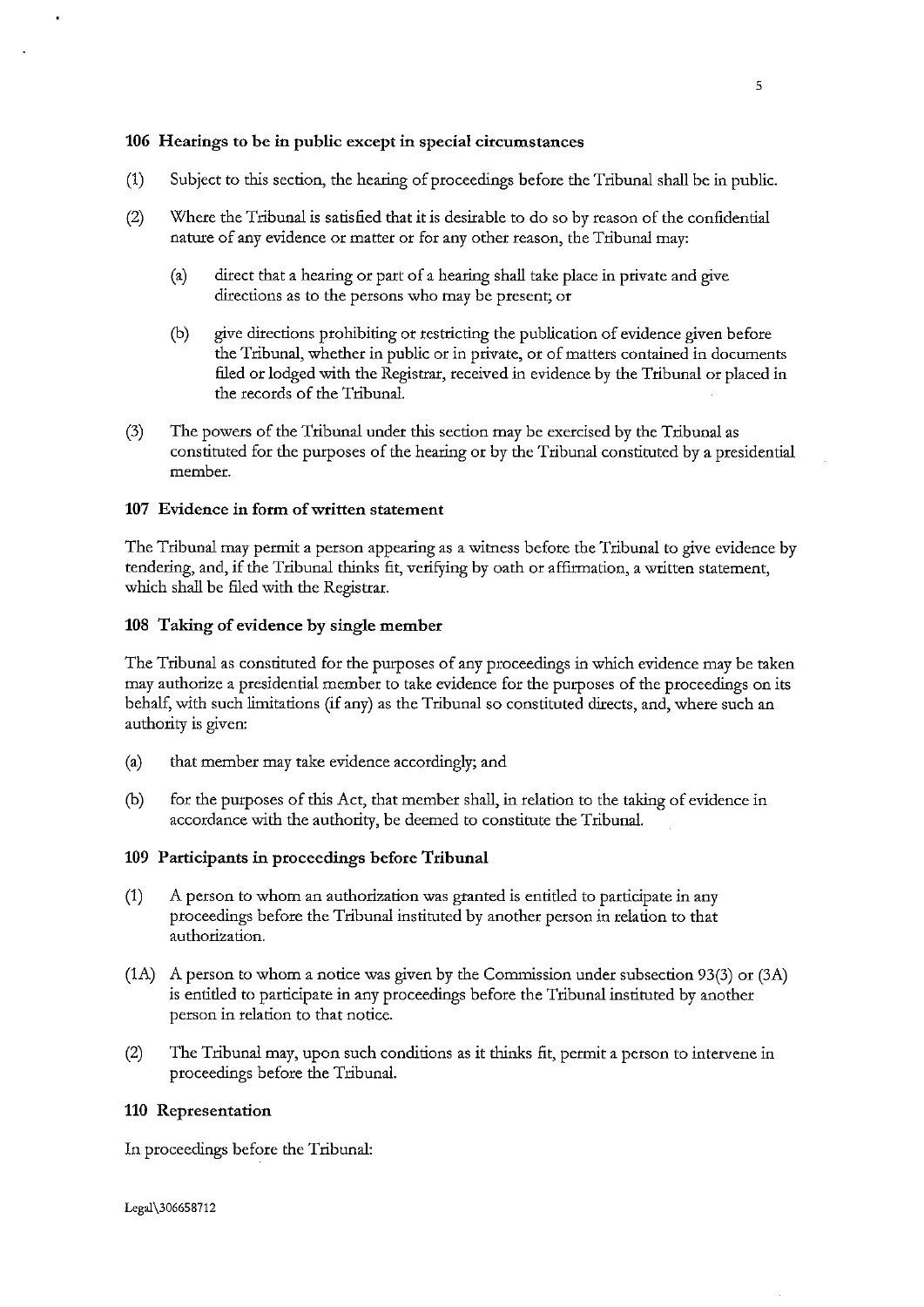### 106 Hearings to be in public except in special circumstances

(1) Subject to this section, the hearing of proceedings before the Tribunal shall be in public.

(2) Where the Tribunal is satisfied that it is desirable to do so by reason of the confidential nature of any evidence or matter or for any other reason, the Tribunal may:

(a) direct that a hearing or part of a hearing shall take place in private and give directions as to the persons who may be present; or

(b) give directions prohibiting or restricting the publication of evidence given before the Tribunal, whether in public or in private, or of matters contained in documents filed or lodged with the Registrar, received in evidence by the Tribunal or placed in the records of the Tribunal.

(3) The powers of the Tribunal under this section may be exercised by the Tribunal as constituted for the purposes of the hearing or by the Tribunal constituted by a presidential member.

### 107 Evidence in form of written statement

The Tribunal may permit a person appearing as a witness before the Tribunal to give evidence by tendering, and, if the Tribunal thinks fit, verifying by oath or affirmation, a written statement, which shall be filed with the Registrar.

### 108 Taking of evidence by single member

The Tribunal as constituted for the purposes of any proceedings in which evidence may be taken may authorize a presidential member to take evidence for the purposes of the proceedings on its behalf, with such limitations (if any) as the Tribunal so constituted directs, and, where such an authority is given:

(a) that member may take evidence accordingly; and

(b) for the purposes of this Act, that member shall, in relation to the taking of evidence in accordance with the authority, be deemed to constitute the Tribunal.

### 109 Participants in proceedings before Tribunal

(1) A person to whom an authorization was granted is entitled to participate in any proceedings before the Tribunal instituted by another person in relation to that authorization.

(1A) A person to whom a notice was given by the Commission under subsection 93(3) or (3A) is entitled to participate in any proceedings before the Tribunal instituted by another person in relation to that notice.

(2) The Tribunal may, upon such conditions as it thinks fit, permit a person to intervene in proceedings before the Tribunal.

### 110 Representation

In proceedings before the Tribunal: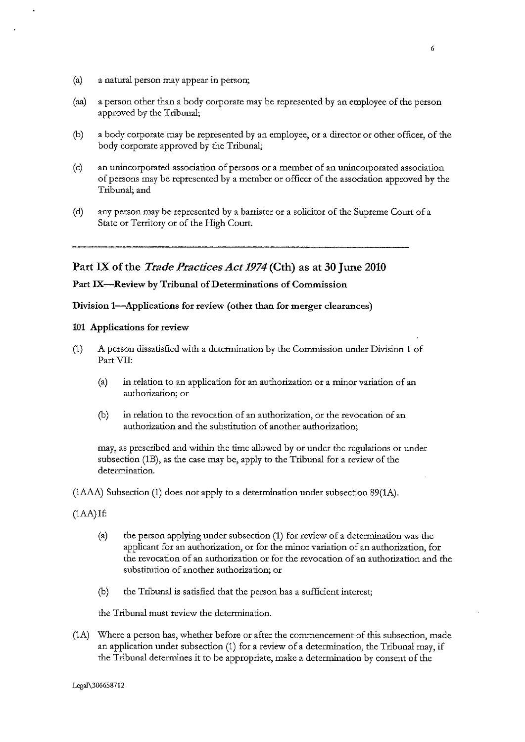(a) a natural person may appear in person;

(aa) a person other than a body corporate may be represented by an employee of the person approved by the Tribunal;

(b) a body corporate may be represented by an employee, or a director or other officer, of the body corporate approved by the Tribunal;

(c) an unincorporated association of persons or a member of an unincorporated association of persons may be represented by a member or officer of the association approved by the Tribunal; and

(d) any person may be represented by a barrister or a solicitor of the Supreme Court of a State or Territory or of the High Court.

---

## Part IX of the *Trade Practices Act 1974* (Cth) as at 30 June 2010

### Part IX—Review by Tribunal of Determinations of Commission

#### Division 1—Applications for review (other than for merger clearances)

**101 Applications for review**

(1) A person dissatisfied with a determination by the Commission under Division 1 of Part VII:

   (a) in relation to an application for an authorization or a minor variation of an authorization; or

   (b) in relation to the revocation of an authorization, or the revocation of an authorization and the substitution of another authorization;

   may, as prescribed and within the time allowed by or under the regulations or under subsection (1B), as the case may be, apply to the Tribunal for a review of the determination.

(1AAA) Subsection (1) does not apply to a determination under subsection 89(1A).

(1AA) If:

   (a) the person applying under subsection (1) for review of a determination was the applicant for an authorization, or for the minor variation of an authorization, for the revocation of an authorization or for the revocation of an authorization and the substitution of another authorization; or

   (b) the Tribunal is satisfied that the person has a sufficient interest;

   the Tribunal must review the determination.

(1A) Where a person has, whether before or after the commencement of this subsection, made an application under subsection (1) for a review of a determination, the Tribunal may, if the Tribunal determines it to be appropriate, make a determination by consent of the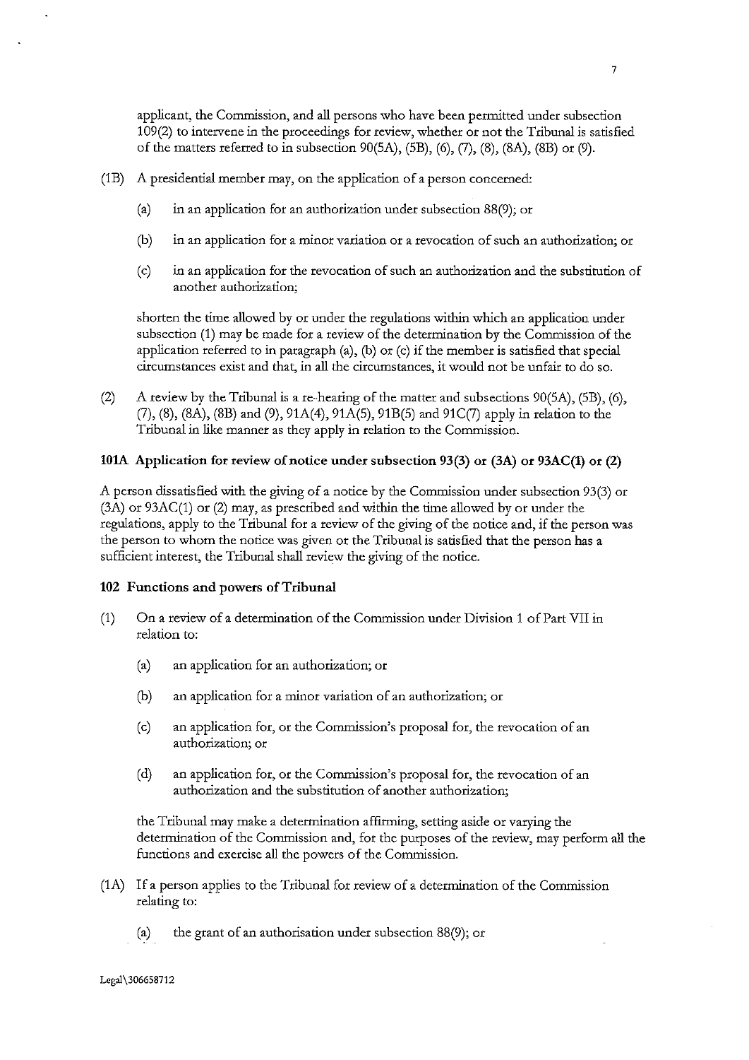applicant, the Commission, and all persons who have been permitted under subsection 109(2) to intervene in the proceedings for review, whether or not the Tribunal is satisfied of the matters referred to in subsection 90(5A), (5B), (6), (7), (8), (8A), (8B) or (9).

(1B) A presidential member may, on the application of a person concerned:

- (a) in an application for an authorization under subsection 88(9); or
- (b) in an application for a minor variation or a revocation of such an authorization; or
- (c) in an application for the revocation of such an authorization and the substitution of another authorization;

shorten the time allowed by or under the regulations within which an application under subsection (1) may be made for a review of the determination by the Commission of the application referred to in paragraph (a), (b) or (c) if the member is satisfied that special circumstances exist and that, in all the circumstances, it would not be unfair to do so.

(2) A review by the Tribunal is a re-hearing of the matter and subsections 90(5A), (5B), (6), (7), (8), (8A), (8B) and (9), 91A(4), 91A(5), 91B(5) and 91C(7) apply in relation to the Tribunal in like manner as they apply in relation to the Commission.

**101A Application for review of notice under subsection 93(3) or (3A) or 93AC(1) or (2)**

A person dissatisfied with the giving of a notice by the Commission under subsection 93(3) or (3A) or 93AC(1) or (2) may, as prescribed and within the time allowed by or under the regulations, apply to the Tribunal for a review of the giving of the notice and, if the person was the person to whom the notice was given or the Tribunal is satisfied that the person has a sufficient interest, the Tribunal shall review the giving of the notice.

**102 Functions and powers of Tribunal**

(1) On a review of a determination of the Commission under Division 1 of Part VII in relation to:

- (a) an application for an authorization; or
- (b) an application for a minor variation of an authorization; or
- (c) an application for, or the Commission's proposal for, the revocation of an authorization; or
- (d) an application for, or the Commission's proposal for, the revocation of an authorization and the substitution of another authorization;

the Tribunal may make a determination affirming, setting aside or varying the determination of the Commission and, for the purposes of the review, may perform all the functions and exercise all the powers of the Commission.

(1A) If a person applies to the Tribunal for review of a determination of the Commission relating to:

- (a) the grant of an authorisation under subsection 88(9); or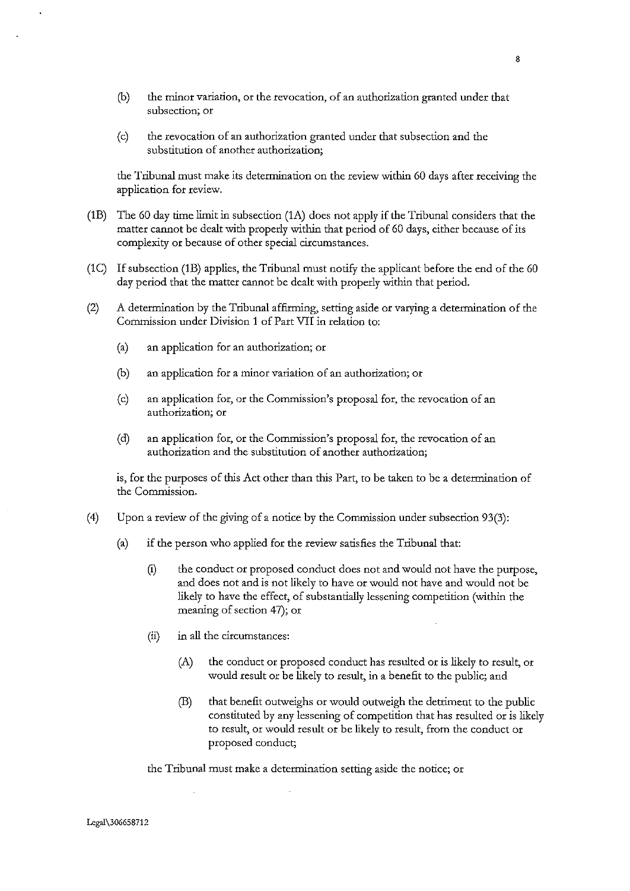(b) the minor variation, or the revocation, of an authorization granted under that subsection; or

(c) the revocation of an authorization granted under that subsection and the substitution of another authorization;

the Tribunal must make its determination on the review within 60 days after receiving the application for review.

(1B) The 60 day time limit in subsection (1A) does not apply if the Tribunal considers that the matter cannot be dealt with properly within that period of 60 days, either because of its complexity or because of other special circumstances.

(1C) If subsection (1B) applies, the Tribunal must notify the applicant before the end of the 60 day period that the matter cannot be dealt with properly within that period.

(2) A determination by the Tribunal affirming, setting aside or varying a determination of the Commission under Division 1 of Part VII in relation to:

(a) an application for an authorization; or

(b) an application for a minor variation of an authorization; or

(c) an application for, or the Commission's proposal for, the revocation of an authorization; or

(d) an application for, or the Commission's proposal for, the revocation of an authorization and the substitution of another authorization;

is, for the purposes of this Act other than this Part, to be taken to be a determination of the Commission.

(4) Upon a review of the giving of a notice by the Commission under subsection 93(3):

(a) if the person who applied for the review satisfies the Tribunal that:

(i) the conduct or proposed conduct does not and would not have the purpose, and does not and is not likely to have or would not have and would not be likely to have the effect, of substantially lessening competition (within the meaning of section 47); or

(ii) in all the circumstances:

(A) the conduct or proposed conduct has resulted or is likely to result, or would result or be likely to result, in a benefit to the public; and

(B) that benefit outweighs or would outweigh the detriment to the public constituted by any lessening of competition that has resulted or is likely to result, or would result or be likely to result, from the conduct or proposed conduct;

the Tribunal must make a determination setting aside the notice; or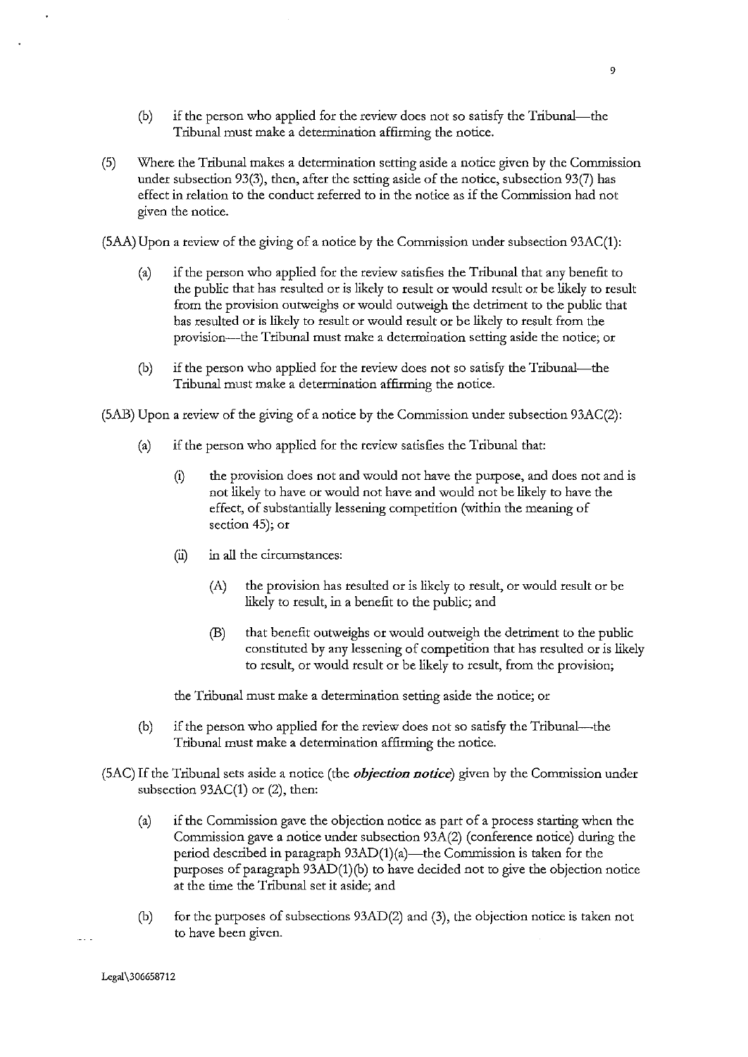(b) if the person who applied for the review does not so satisfy the Tribunal—the Tribunal must make a determination affirming the notice.

(5) Where the Tribunal makes a determination setting aside a notice given by the Commission under subsection 93(3), then, after the setting aside of the notice, subsection 93(7) has effect in relation to the conduct referred to in the notice as if the Commission had not given the notice.

(5AA) Upon a review of the giving of a notice by the Commission under subsection 93AC(1):

(a) if the person who applied for the review satisfies the Tribunal that any benefit to the public that has resulted or is likely to result or would result or be likely to result from the provision outweighs or would outweigh the detriment to the public that has resulted or is likely to result or would result or be likely to result from the provision—the Tribunal must make a determination setting aside the notice; or

(b) if the person who applied for the review does not so satisfy the Tribunal—the Tribunal must make a determination affirming the notice.

(5AB) Upon a review of the giving of a notice by the Commission under subsection 93AC(2):

(a) if the person who applied for the review satisfies the Tribunal that:

 (i) the provision does not and would not have the purpose, and does not and is not likely to have or would not have and would not be likely to have the effect, of substantially lessening competition (within the meaning of section 45); or

 (ii) in all the circumstances:

  (A) the provision has resulted or is likely to result, or would result or be likely to result, in a benefit to the public; and

  (B) that benefit outweighs or would outweigh the detriment to the public constituted by any lessening of competition that has resulted or is likely to result, or would result or be likely to result, from the provision;

 the Tribunal must make a determination setting aside the notice; or

(b) if the person who applied for the review does not so satisfy the Tribunal—the Tribunal must make a determination affirming the notice.

(5AC) If the Tribunal sets aside a notice (the ***objection notice***) given by the Commission under subsection 93AC(1) or (2), then:

(a) if the Commission gave the objection notice as part of a process starting when the Commission gave a notice under subsection 93A(2) (conference notice) during the period described in paragraph 93AD(1)(a)—the Commission is taken for the purposes of paragraph 93AD(1)(b) to have decided not to give the objection notice at the time the Tribunal set it aside; and

(b) for the purposes of subsections 93AD(2) and (3), the objection notice is taken not to have been given.

Legal\306658712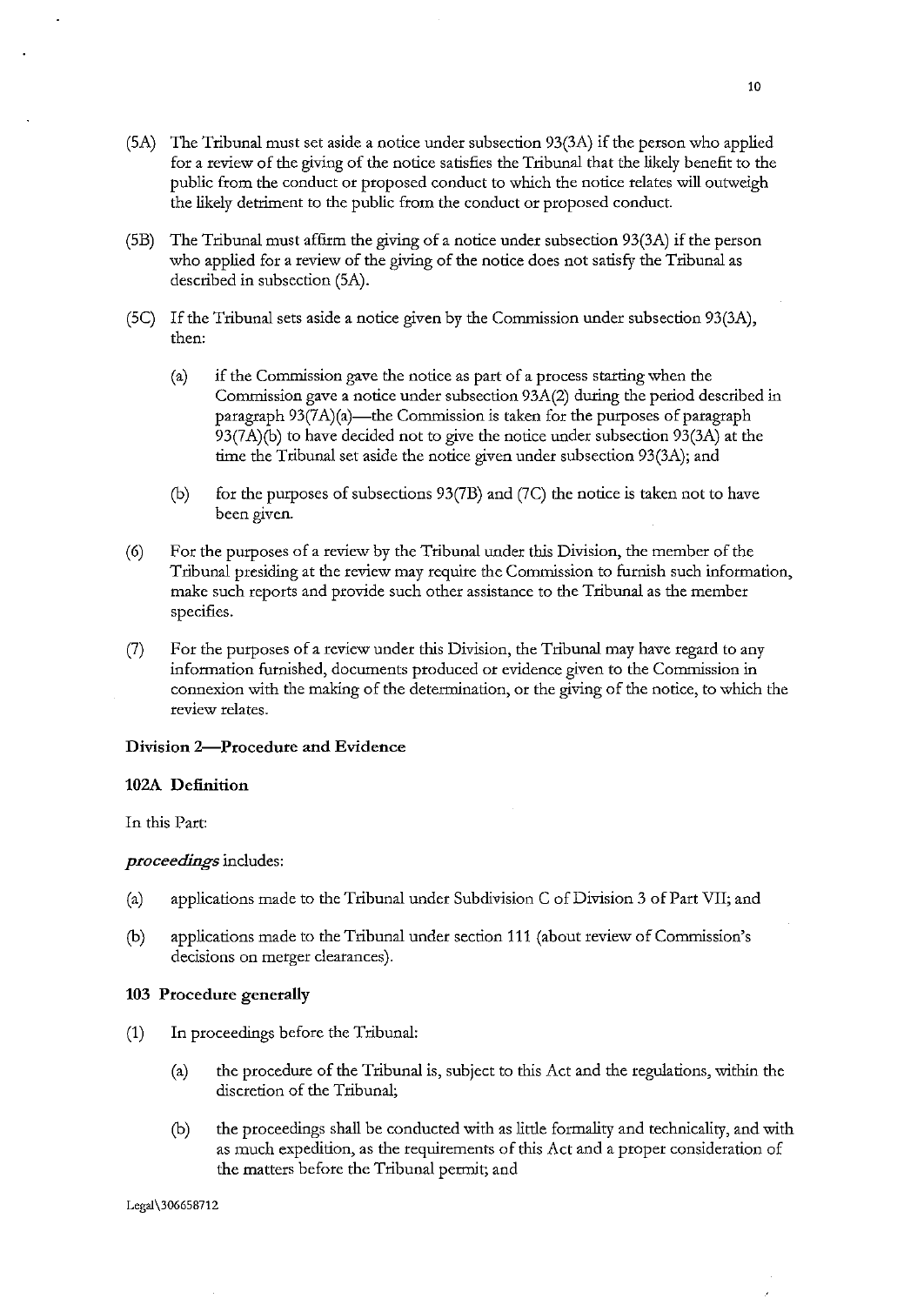(5A) The Tribunal must set aside a notice under subsection 93(3A) if the person who applied for a review of the giving of the notice satisfies the Tribunal that the likely benefit to the public from the conduct or proposed conduct to which the notice relates will outweigh the likely detriment to the public from the conduct or proposed conduct.

(5B) The Tribunal must affirm the giving of a notice under subsection 93(3A) if the person who applied for a review of the giving of the notice does not satisfy the Tribunal as described in subsection (5A).

(5C) If the Tribunal sets aside a notice given by the Commission under subsection 93(3A), then:

- (a) if the Commission gave the notice as part of a process starting when the Commission gave a notice under subsection 93A(2) during the period described in paragraph 93(7A)(a)—the Commission is taken for the purposes of paragraph 93(7A)(b) to have decided not to give the notice under subsection 93(3A) at the time the Tribunal set aside the notice given under subsection 93(3A); and
- (b) for the purposes of subsections 93(7B) and (7C) the notice is taken not to have been given.

(6) For the purposes of a review by the Tribunal under this Division, the member of the Tribunal presiding at the review may require the Commission to furnish such information, make such reports and provide such other assistance to the Tribunal as the member specifies.

(7) For the purposes of a review under this Division, the Tribunal may have regard to any information furnished, documents produced or evidence given to the Commission in connexion with the making of the determination, or the giving of the notice, to which the review relates.

**Division 2—Procedure and Evidence**

**102A Definition**

In this Part:

***proceedings*** includes:

- (a) applications made to the Tribunal under Subdivision C of Division 3 of Part VII; and
- (b) applications made to the Tribunal under section 111 (about review of Commission's decisions on merger clearances).

**103 Procedure generally**

(1) In proceedings before the Tribunal:

- (a) the procedure of the Tribunal is, subject to this Act and the regulations, within the discretion of the Tribunal;
- (b) the proceedings shall be conducted with as little formality and technicality, and with as much expedition, as the requirements of this Act and a proper consideration of the matters before the Tribunal permit; and

Legal\306658712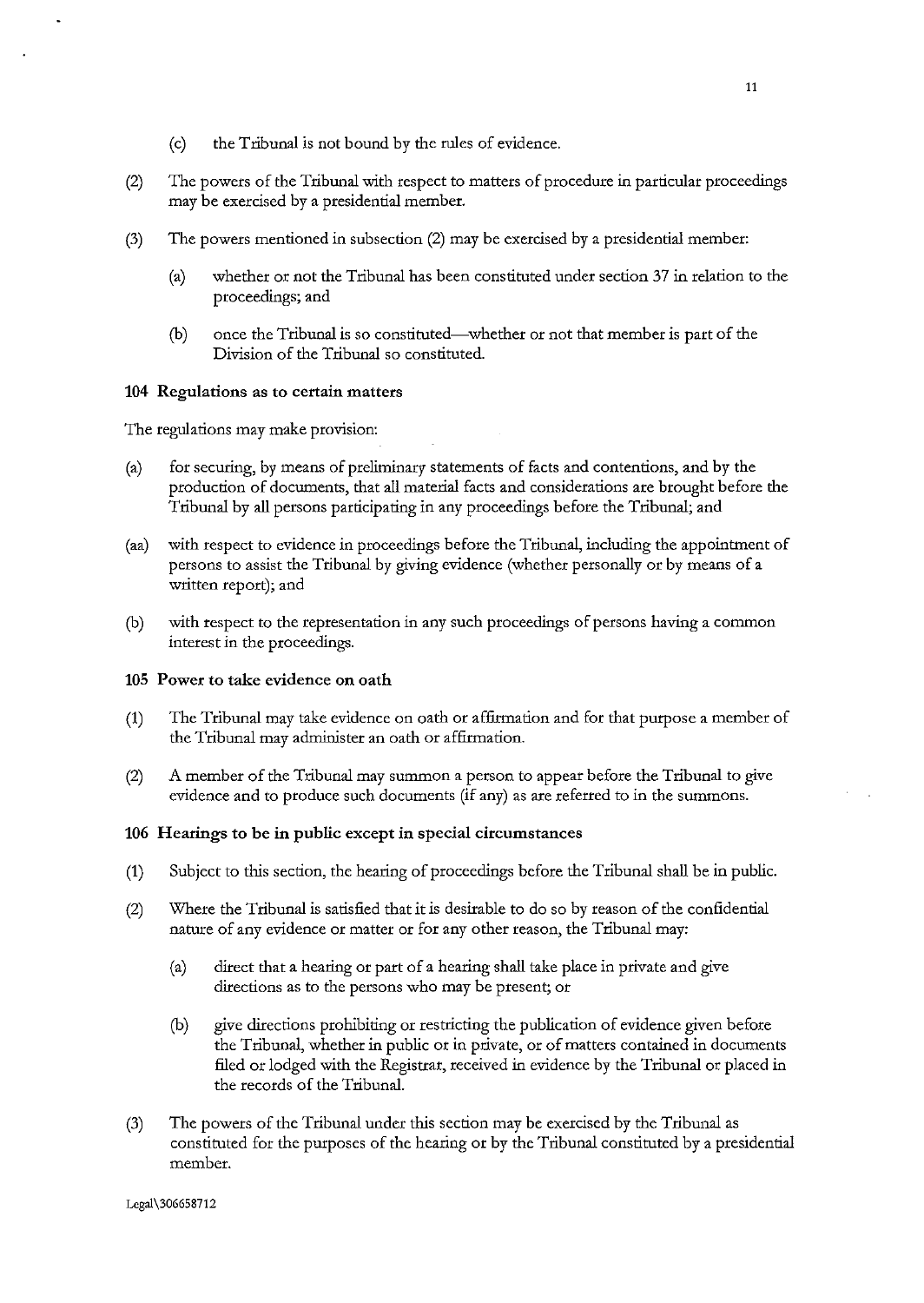(c) the Tribunal is not bound by the rules of evidence.

(2) The powers of the Tribunal with respect to matters of procedure in particular proceedings may be exercised by a presidential member.

(3) The powers mentioned in subsection (2) may be exercised by a presidential member:

   (a) whether or not the Tribunal has been constituted under section 37 in relation to the proceedings; and

   (b) once the Tribunal is so constituted—whether or not that member is part of the Division of the Tribunal so constituted.

### 104 Regulations as to certain matters

The regulations may make provision:

(a) for securing, by means of preliminary statements of facts and contentions, and by the production of documents, that all material facts and considerations are brought before the Tribunal by all persons participating in any proceedings before the Tribunal; and

(aa) with respect to evidence in proceedings before the Tribunal, including the appointment of persons to assist the Tribunal by giving evidence (whether personally or by means of a written report); and

(b) with respect to the representation in any such proceedings of persons having a common interest in the proceedings.

### 105 Power to take evidence on oath

(1) The Tribunal may take evidence on oath or affirmation and for that purpose a member of the Tribunal may administer an oath or affirmation.

(2) A member of the Tribunal may summon a person to appear before the Tribunal to give evidence and to produce such documents (if any) as are referred to in the summons.

### 106 Hearings to be in public except in special circumstances

(1) Subject to this section, the hearing of proceedings before the Tribunal shall be in public.

(2) Where the Tribunal is satisfied that it is desirable to do so by reason of the confidential nature of any evidence or matter or for any other reason, the Tribunal may:

   (a) direct that a hearing or part of a hearing shall take place in private and give directions as to the persons who may be present; or

   (b) give directions prohibiting or restricting the publication of evidence given before the Tribunal, whether in public or in private, or of matters contained in documents filed or lodged with the Registrar, received in evidence by the Tribunal or placed in the records of the Tribunal.

(3) The powers of the Tribunal under this section may be exercised by the Tribunal as constituted for the purposes of the hearing or by the Tribunal constituted by a presidential member.

Legal\306658712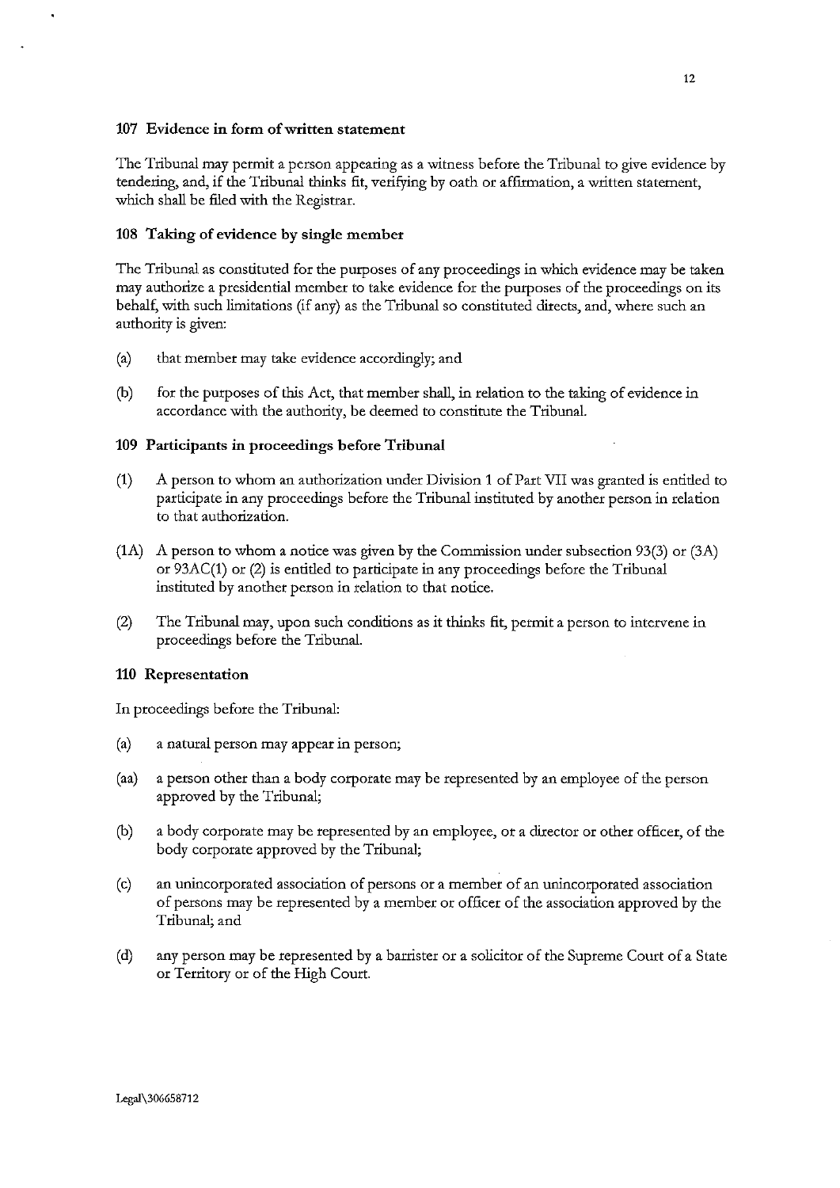### 107 Evidence in form of written statement

The Tribunal may permit a person appearing as a witness before the Tribunal to give evidence by tendering, and, if the Tribunal thinks fit, verifying by oath or affirmation, a written statement, which shall be filed with the Registrar.

### 108 Taking of evidence by single member

The Tribunal as constituted for the purposes of any proceedings in which evidence may be taken may authorize a presidential member to take evidence for the purposes of the proceedings on its behalf, with such limitations (if any) as the Tribunal so constituted directs, and, where such an authority is given:

(a) that member may take evidence accordingly; and

(b) for the purposes of this Act, that member shall, in relation to the taking of evidence in accordance with the authority, be deemed to constitute the Tribunal.

### 109 Participants in proceedings before Tribunal

(1) A person to whom an authorization under Division 1 of Part VII was granted is entitled to participate in any proceedings before the Tribunal instituted by another person in relation to that authorization.

(1A) A person to whom a notice was given by the Commission under subsection 93(3) or (3A) or 93AC(1) or (2) is entitled to participate in any proceedings before the Tribunal instituted by another person in relation to that notice.

(2) The Tribunal may, upon such conditions as it thinks fit, permit a person to intervene in proceedings before the Tribunal.

### 110 Representation

In proceedings before the Tribunal:

(a) a natural person may appear in person;

(aa) a person other than a body corporate may be represented by an employee of the person approved by the Tribunal;

(b) a body corporate may be represented by an employee, or a director or other officer, of the body corporate approved by the Tribunal;

(c) an unincorporated association of persons or a member of an unincorporated association of persons may be represented by a member or officer of the association approved by the Tribunal; and

(d) any person may be represented by a barrister or a solicitor of the Supreme Court of a State or Territory or of the High Court.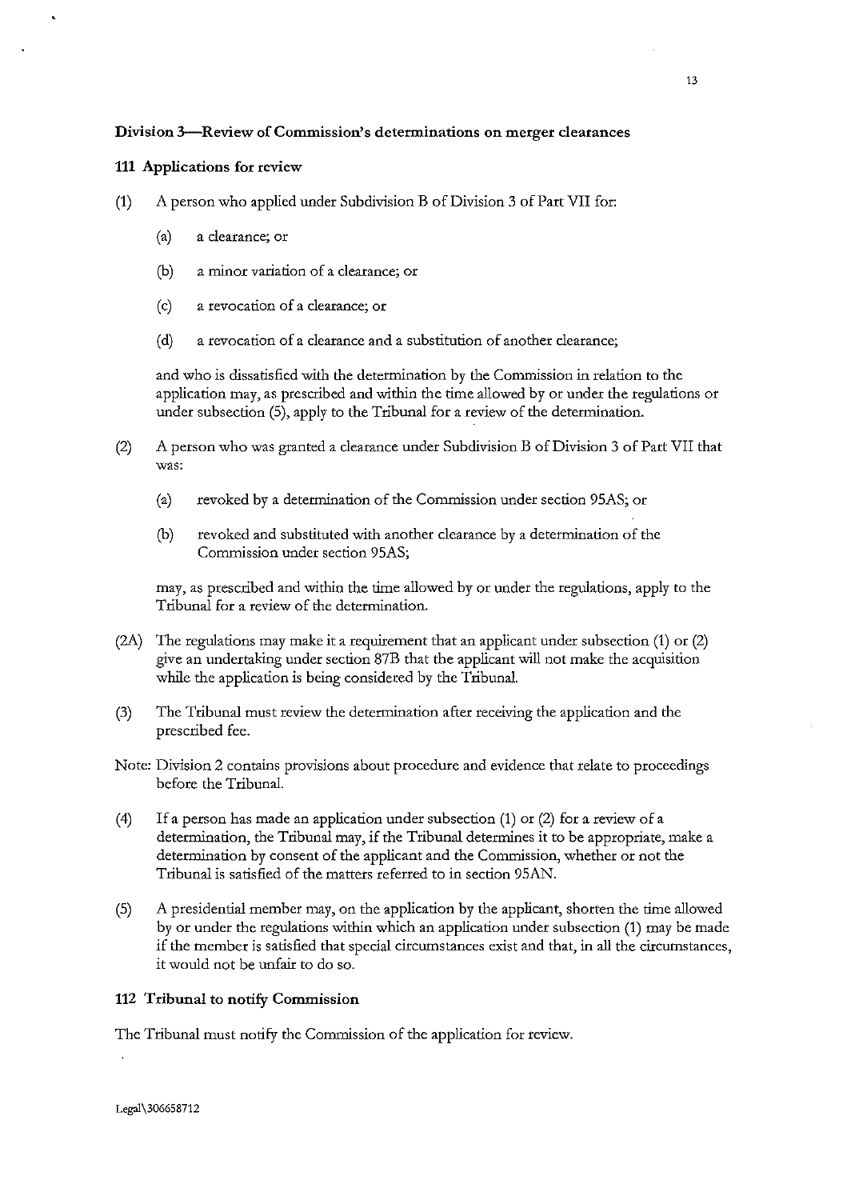### Division 3—Review of Commission's determinations on merger clearances

#### 111 Applications for review

(1) A person who applied under Subdivision B of Division 3 of Part VII for:

  (a) a clearance; or

  (b) a minor variation of a clearance; or

  (c) a revocation of a clearance; or

  (d) a revocation of a clearance and a substitution of another clearance;

  and who is dissatisfied with the determination by the Commission in relation to the application may, as prescribed and within the time allowed by or under the regulations or under subsection (5), apply to the Tribunal for a review of the determination.

(2) A person who was granted a clearance under Subdivision B of Division 3 of Part VII that was:

  (a) revoked by a determination of the Commission under section 95AS; or

  (b) revoked and substituted with another clearance by a determination of the Commission under section 95AS;

  may, as prescribed and within the time allowed by or under the regulations, apply to the Tribunal for a review of the determination.

(2A) The regulations may make it a requirement that an applicant under subsection (1) or (2) give an undertaking under section 87B that the applicant will not make the acquisition while the application is being considered by the Tribunal.

(3) The Tribunal must review the determination after receiving the application and the prescribed fee.

Note: Division 2 contains provisions about procedure and evidence that relate to proceedings before the Tribunal.

(4) If a person has made an application under subsection (1) or (2) for a review of a determination, the Tribunal may, if the Tribunal determines it to be appropriate, make a determination by consent of the applicant and the Commission, whether or not the Tribunal is satisfied of the matters referred to in section 95AN.

(5) A presidential member may, on the application by the applicant, shorten the time allowed by or under the regulations within which an application under subsection (1) may be made if the member is satisfied that special circumstances exist and that, in all the circumstances, it would not be unfair to do so.

#### 112 Tribunal to notify Commission

The Tribunal must notify the Commission of the application for review.

Legal\306658712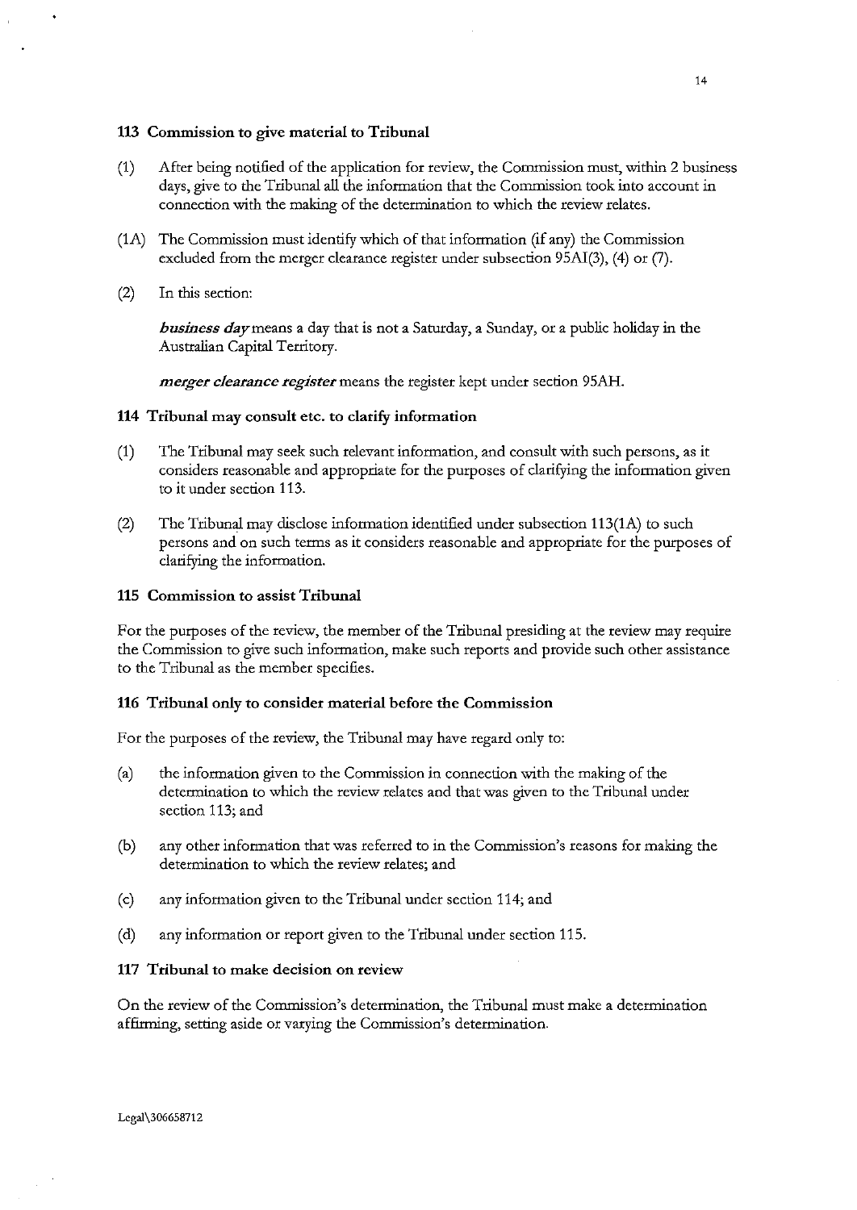### 113 Commission to give material to Tribunal

(1) After being notified of the application for review, the Commission must, within 2 business days, give to the Tribunal all the information that the Commission took into account in connection with the making of the determination to which the review relates.

(1A) The Commission must identify which of that information (if any) the Commission excluded from the merger clearance register under subsection 95AI(3), (4) or (7).

(2) In this section:

***business day*** means a day that is not a Saturday, a Sunday, or a public holiday in the Australian Capital Territory.

***merger clearance register*** means the register kept under section 95AH.

### 114 Tribunal may consult etc. to clarify information

(1) The Tribunal may seek such relevant information, and consult with such persons, as it considers reasonable and appropriate for the purposes of clarifying the information given to it under section 113.

(2) The Tribunal may disclose information identified under subsection 113(1A) to such persons and on such terms as it considers reasonable and appropriate for the purposes of clarifying the information.

### 115 Commission to assist Tribunal

For the purposes of the review, the member of the Tribunal presiding at the review may require the Commission to give such information, make such reports and provide such other assistance to the Tribunal as the member specifies.

### 116 Tribunal only to consider material before the Commission

For the purposes of the review, the Tribunal may have regard only to:

(a) the information given to the Commission in connection with the making of the determination to which the review relates and that was given to the Tribunal under section 113; and

(b) any other information that was referred to in the Commission's reasons for making the determination to which the review relates; and

(c) any information given to the Tribunal under section 114; and

(d) any information or report given to the Tribunal under section 115.

### 117 Tribunal to make decision on review

On the review of the Commission's determination, the Tribunal must make a determination affirming, setting aside or varying the Commission's determination.

Legal\306658712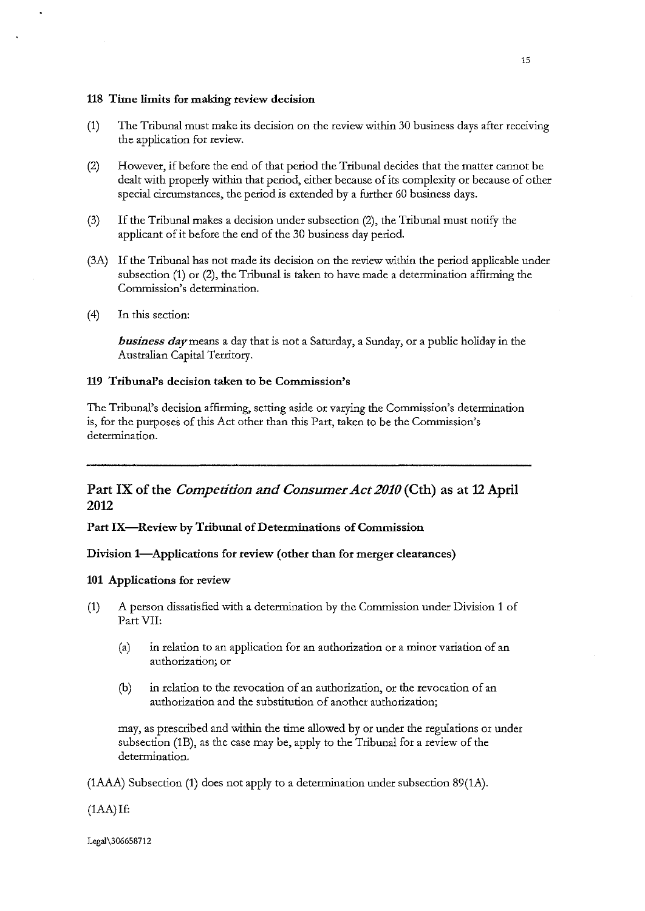#### 118 Time limits for making review decision

(1) The Tribunal must make its decision on the review within 30 business days after receiving the application for review.

(2) However, if before the end of that period the Tribunal decides that the matter cannot be dealt with properly within that period, either because of its complexity or because of other special circumstances, the period is extended by a further 60 business days.

(3) If the Tribunal makes a decision under subsection (2), the Tribunal must notify the applicant of it before the end of the 30 business day period.

(3A) If the Tribunal has not made its decision on the review within the period applicable under subsection (1) or (2), the Tribunal is taken to have made a determination affirming the Commission's determination.

(4) In this section:

***business day*** means a day that is not a Saturday, a Sunday, or a public holiday in the Australian Capital Territory.

#### 119 Tribunal's decision taken to be Commission's

The Tribunal's decision affirming, setting aside or varying the Commission's determination is, for the purposes of this Act other than this Part, taken to be the Commission's determination.

---

## Part IX of the *Competition and Consumer Act 2010* (Cth) as at 12 April 2012

### Part IX—Review by Tribunal of Determinations of Commission

### Division 1—Applications for review (other than for merger clearances)

#### 101 Applications for review

(1) A person dissatisfied with a determination by the Commission under Division 1 of Part VII:

- (a) in relation to an application for an authorization or a minor variation of an authorization; or
- (b) in relation to the revocation of an authorization, or the revocation of an authorization and the substitution of another authorization;

may, as prescribed and within the time allowed by or under the regulations or under subsection (1B), as the case may be, apply to the Tribunal for a review of the determination.

(1AAA) Subsection (1) does not apply to a determination under subsection 89(1A).

(1AA) If: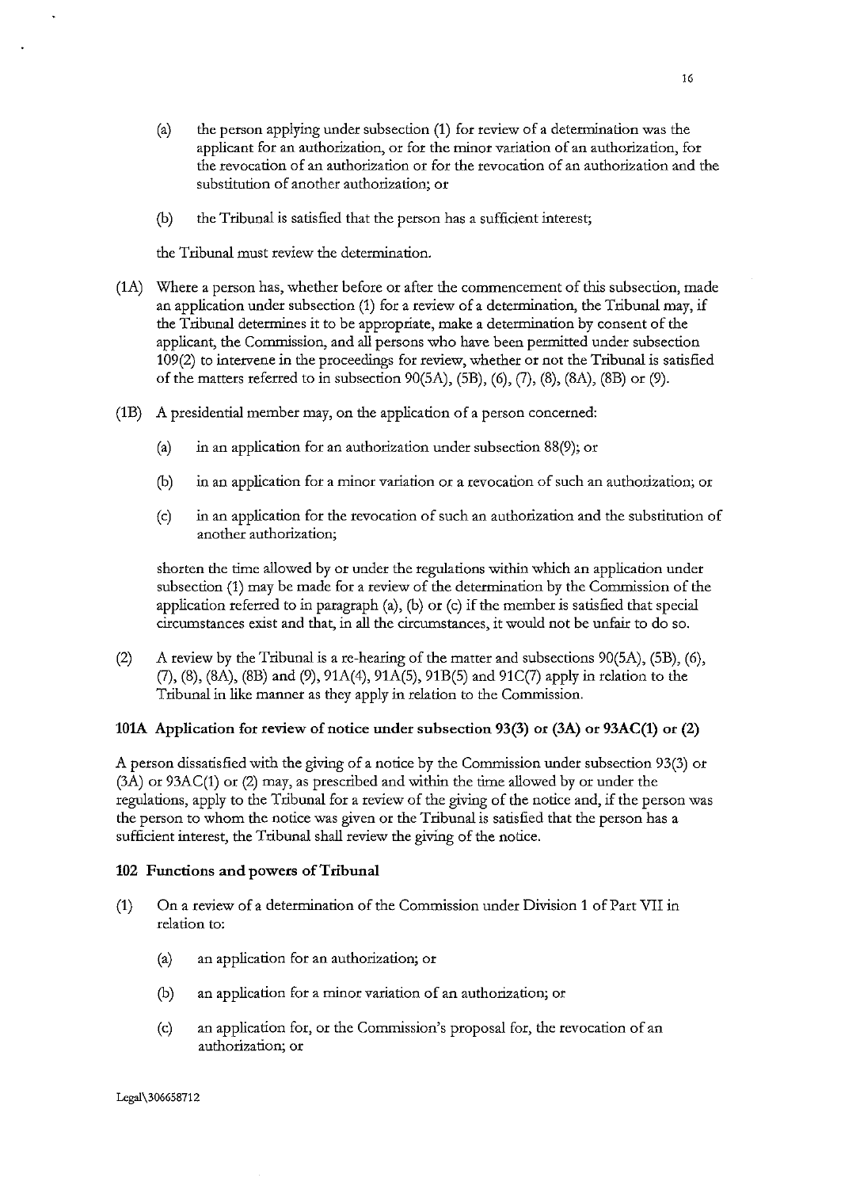(a) the person applying under subsection (1) for review of a determination was the applicant for an authorization, or for the minor variation of an authorization, for the revocation of an authorization or for the revocation of an authorization and the substitution of another authorization; or

(b) the Tribunal is satisfied that the person has a sufficient interest;

the Tribunal must review the determination.

(1A) Where a person has, whether before or after the commencement of this subsection, made an application under subsection (1) for a review of a determination, the Tribunal may, if the Tribunal determines it to be appropriate, make a determination by consent of the applicant, the Commission, and all persons who have been permitted under subsection 109(2) to intervene in the proceedings for review, whether or not the Tribunal is satisfied of the matters referred to in subsection 90(5A), (5B), (6), (7), (8), (8A), (8B) or (9).

(1B) A presidential member may, on the application of a person concerned:

(a) in an application for an authorization under subsection 88(9); or

(b) in an application for a minor variation or a revocation of such an authorization; or

(c) in an application for the revocation of such an authorization and the substitution of another authorization;

shorten the time allowed by or under the regulations within which an application under subsection (1) may be made for a review of the determination by the Commission of the application referred to in paragraph (a), (b) or (c) if the member is satisfied that special circumstances exist and that, in all the circumstances, it would not be unfair to do so.

(2) A review by the Tribunal is a re-hearing of the matter and subsections 90(5A), (5B), (6), (7), (8), (8A), (8B) and (9), 91A(4), 91A(5), 91B(5) and 91C(7) apply in relation to the Tribunal in like manner as they apply in relation to the Commission.

**101A Application for review of notice under subsection 93(3) or (3A) or 93AC(1) or (2)**

A person dissatisfied with the giving of a notice by the Commission under subsection 93(3) or (3A) or 93AC(1) or (2) may, as prescribed and within the time allowed by or under the regulations, apply to the Tribunal for a review of the giving of the notice and, if the person was the person to whom the notice was given or the Tribunal is satisfied that the person has a sufficient interest, the Tribunal shall review the giving of the notice.

**102 Functions and powers of Tribunal**

(1) On a review of a determination of the Commission under Division 1 of Part VII in relation to:

(a) an application for an authorization; or

(b) an application for a minor variation of an authorization; or

(c) an application for, or the Commission's proposal for, the revocation of an authorization; or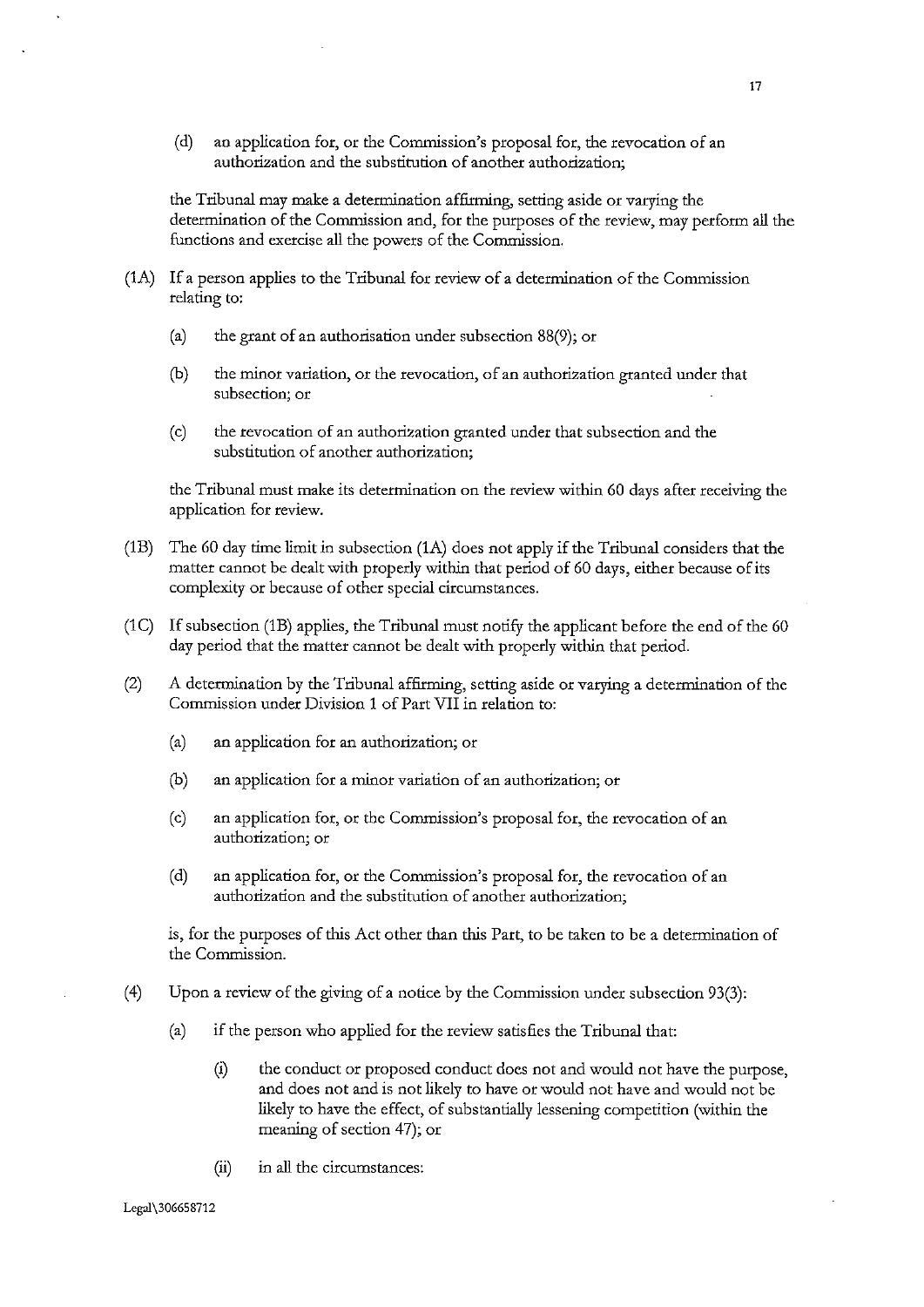(d) an application for, or the Commission's proposal for, the revocation of an authorization and the substitution of another authorization;

the Tribunal may make a determination affirming, setting aside or varying the determination of the Commission and, for the purposes of the review, may perform all the functions and exercise all the powers of the Commission.

(1A) If a person applies to the Tribunal for review of a determination of the Commission relating to:

(a) the grant of an authorisation under subsection 88(9); or

(b) the minor variation, or the revocation, of an authorization granted under that subsection; or

(c) the revocation of an authorization granted under that subsection and the substitution of another authorization;

the Tribunal must make its determination on the review within 60 days after receiving the application for review.

(1B) The 60 day time limit in subsection (1A) does not apply if the Tribunal considers that the matter cannot be dealt with properly within that period of 60 days, either because of its complexity or because of other special circumstances.

(1C) If subsection (1B) applies, the Tribunal must notify the applicant before the end of the 60 day period that the matter cannot be dealt with properly within that period.

(2) A determination by the Tribunal affirming, setting aside or varying a determination of the Commission under Division 1 of Part VII in relation to:

(a) an application for an authorization; or

(b) an application for a minor variation of an authorization; or

(c) an application for, or the Commission's proposal for, the revocation of an authorization; or

(d) an application for, or the Commission's proposal for, the revocation of an authorization and the substitution of another authorization;

is, for the purposes of this Act other than this Part, to be taken to be a determination of the Commission.

(4) Upon a review of the giving of a notice by the Commission under subsection 93(3):

(a) if the person who applied for the review satisfies the Tribunal that:

(i) the conduct or proposed conduct does not and would not have the purpose, and does not and is not likely to have or would not have and would not be likely to have the effect, of substantially lessening competition (within the meaning of section 47); or

(ii) in all the circumstances:

Legal\306658712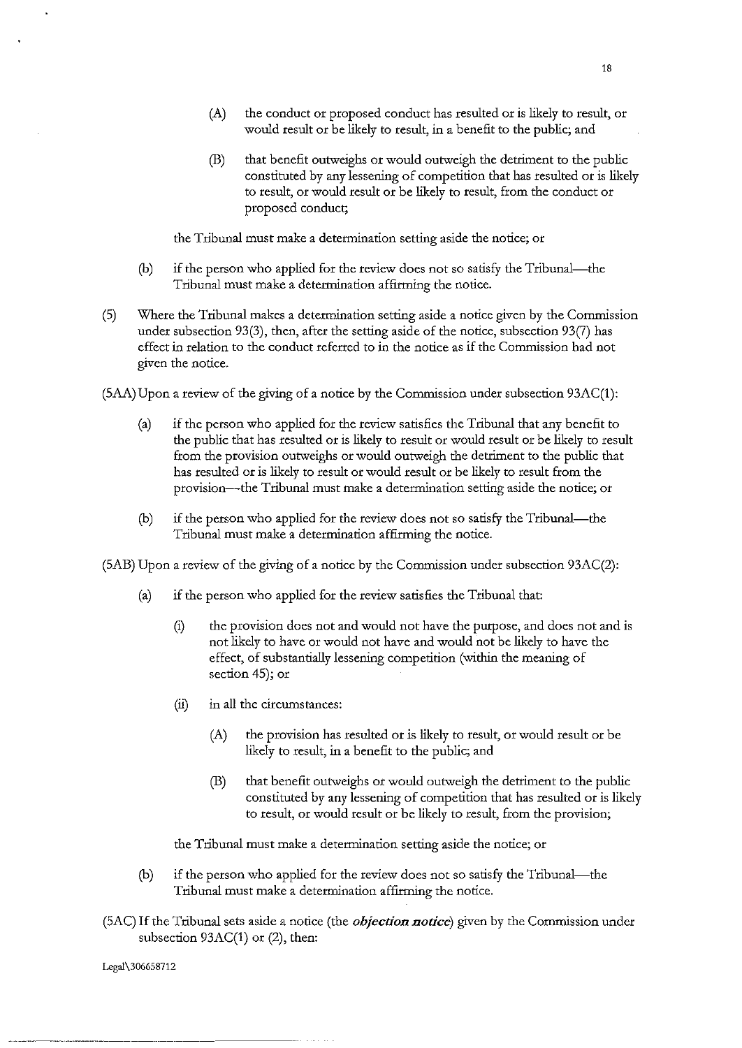(A) the conduct or proposed conduct has resulted or is likely to result, or would result or be likely to result, in a benefit to the public; and

(B) that benefit outweighs or would outweigh the detriment to the public constituted by any lessening of competition that has resulted or is likely to result, or would result or be likely to result, from the conduct or proposed conduct;

the Tribunal must make a determination setting aside the notice; or

(b) if the person who applied for the review does not so satisfy the Tribunal—the Tribunal must make a determination affirming the notice.

(5) Where the Tribunal makes a determination setting aside a notice given by the Commission under subsection 93(3), then, after the setting aside of the notice, subsection 93(7) has effect in relation to the conduct referred to in the notice as if the Commission had not given the notice.

(5AA) Upon a review of the giving of a notice by the Commission under subsection 93AC(1):

(a) if the person who applied for the review satisfies the Tribunal that any benefit to the public that has resulted or is likely to result or would result or be likely to result from the provision outweighs or would outweigh the detriment to the public that has resulted or is likely to result or would result or be likely to result from the provision—the Tribunal must make a determination setting aside the notice; or

(b) if the person who applied for the review does not so satisfy the Tribunal—the Tribunal must make a determination affirming the notice.

(5AB) Upon a review of the giving of a notice by the Commission under subsection 93AC(2):

(a) if the person who applied for the review satisfies the Tribunal that:

(i) the provision does not and would not have the purpose, and does not and is not likely to have or would not have and would not be likely to have the effect, of substantially lessening competition (within the meaning of section 45); or

(ii) in all the circumstances:

(A) the provision has resulted or is likely to result, or would result or be likely to result, in a benefit to the public; and

(B) that benefit outweighs or would outweigh the detriment to the public constituted by any lessening of competition that has resulted or is likely to result, or would result or be likely to result, from the provision;

the Tribunal must make a determination setting aside the notice; or

(b) if the person who applied for the review does not so satisfy the Tribunal—the Tribunal must make a determination affirming the notice.

(5AC) If the Tribunal sets aside a notice (the ***objection notice***) given by the Commission under subsection 93AC(1) or (2), then:

Legal\306658712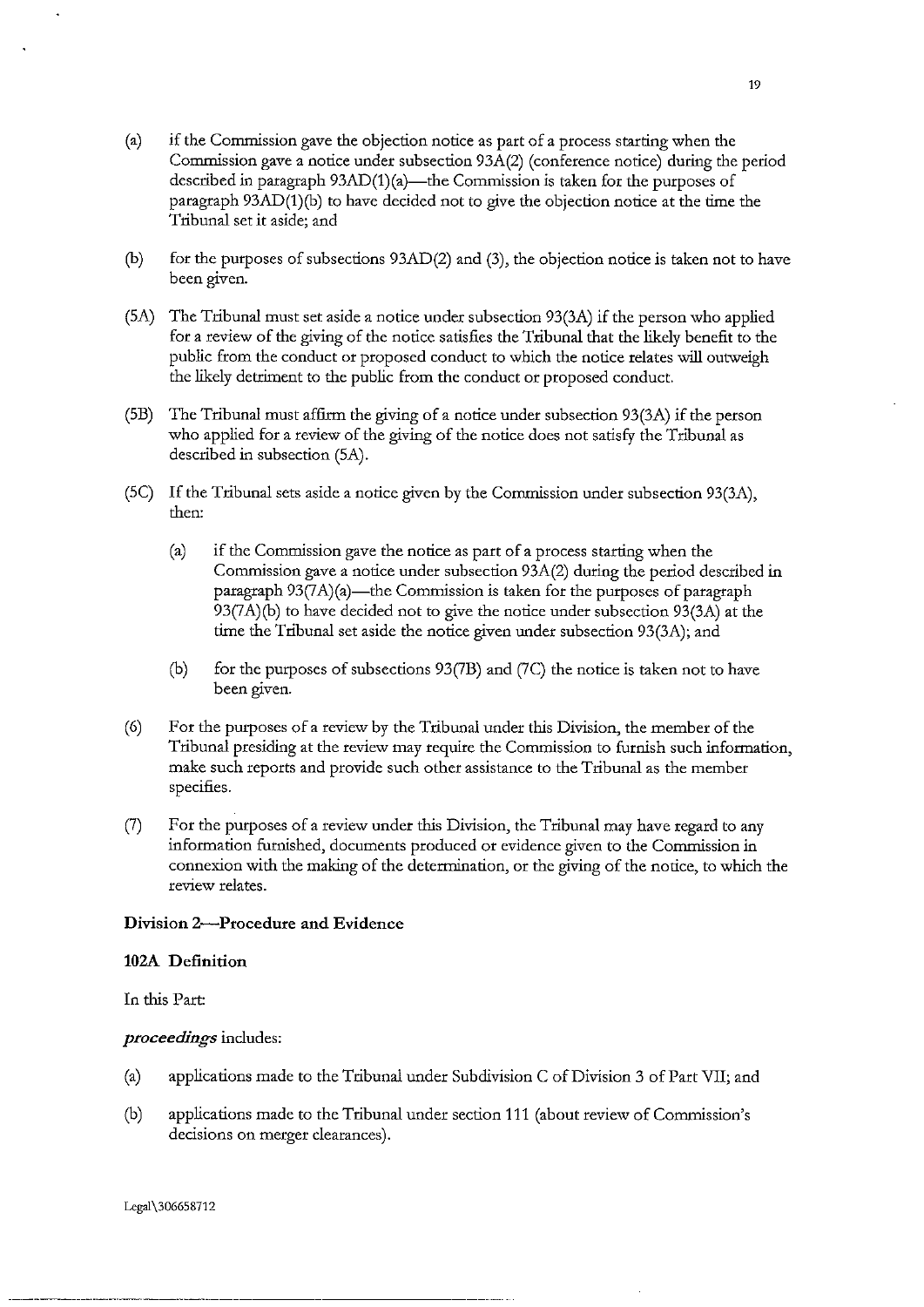(a) if the Commission gave the objection notice as part of a process starting when the Commission gave a notice under subsection 93A(2) (conference notice) during the period described in paragraph 93AD(1)(a)—the Commission is taken for the purposes of paragraph 93AD(1)(b) to have decided not to give the objection notice at the time the Tribunal set it aside; and

(b) for the purposes of subsections 93AD(2) and (3), the objection notice is taken not to have been given.

(5A) The Tribunal must set aside a notice under subsection 93(3A) if the person who applied for a review of the giving of the notice satisfies the Tribunal that the likely benefit to the public from the conduct or proposed conduct to which the notice relates will outweigh the likely detriment to the public from the conduct or proposed conduct.

(5B) The Tribunal must affirm the giving of a notice under subsection 93(3A) if the person who applied for a review of the giving of the notice does not satisfy the Tribunal as described in subsection (5A).

(5C) If the Tribunal sets aside a notice given by the Commission under subsection 93(3A), then:

(a) if the Commission gave the notice as part of a process starting when the Commission gave a notice under subsection 93A(2) during the period described in paragraph 93(7A)(a)—the Commission is taken for the purposes of paragraph 93(7A)(b) to have decided not to give the notice under subsection 93(3A) at the time the Tribunal set aside the notice given under subsection 93(3A); and

(b) for the purposes of subsections 93(7B) and (7C) the notice is taken not to have been given.

(6) For the purposes of a review by the Tribunal under this Division, the member of the Tribunal presiding at the review may require the Commission to furnish such information, make such reports and provide such other assistance to the Tribunal as the member specifies.

(7) For the purposes of a review under this Division, the Tribunal may have regard to any information furnished, documents produced or evidence given to the Commission in connexion with the making of the determination, or the giving of the notice, to which the review relates.

**Division 2—Procedure and Evidence**

**102A Definition**

In this Part:

***proceedings*** includes:

(a) applications made to the Tribunal under Subdivision C of Division 3 of Part VII; and

(b) applications made to the Tribunal under section 111 (about review of Commission's decisions on merger clearances).

Legal\306658712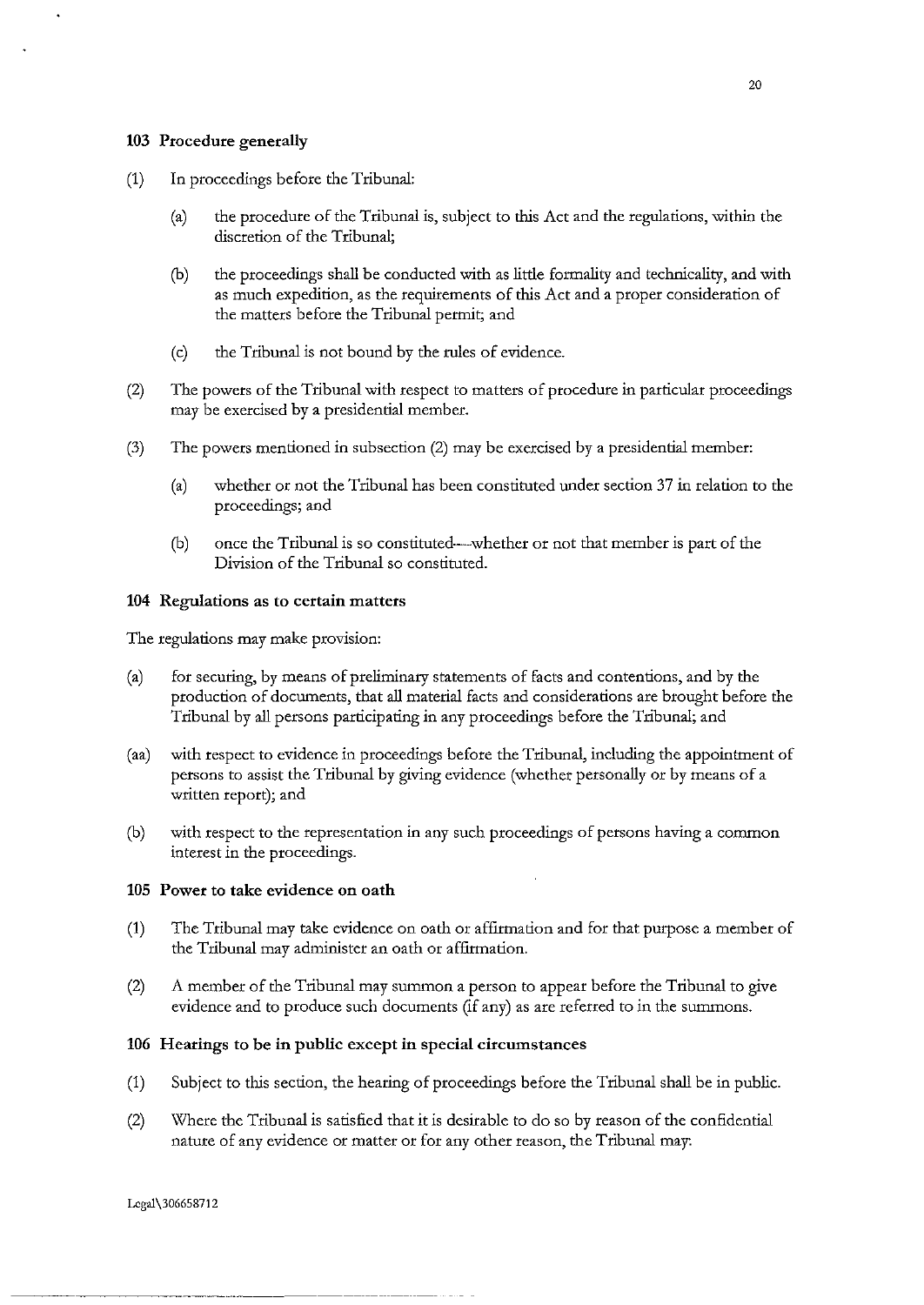### 103 Procedure generally

(1) In proceedings before the Tribunal:

(a) the procedure of the Tribunal is, subject to this Act and the regulations, within the discretion of the Tribunal;

(b) the proceedings shall be conducted with as little formality and technicality, and with as much expedition, as the requirements of this Act and a proper consideration of the matters before the Tribunal permit; and

(c) the Tribunal is not bound by the rules of evidence.

(2) The powers of the Tribunal with respect to matters of procedure in particular proceedings may be exercised by a presidential member.

(3) The powers mentioned in subsection (2) may be exercised by a presidential member:

(a) whether or not the Tribunal has been constituted under section 37 in relation to the proceedings; and

(b) once the Tribunal is so constituted—whether or not that member is part of the Division of the Tribunal so constituted.

### 104 Regulations as to certain matters

The regulations may make provision:

(a) for securing, by means of preliminary statements of facts and contentions, and by the production of documents, that all material facts and considerations are brought before the Tribunal by all persons participating in any proceedings before the Tribunal; and

(aa) with respect to evidence in proceedings before the Tribunal, including the appointment of persons to assist the Tribunal by giving evidence (whether personally or by means of a written report); and

(b) with respect to the representation in any such proceedings of persons having a common interest in the proceedings.

### 105 Power to take evidence on oath

(1) The Tribunal may take evidence on oath or affirmation and for that purpose a member of the Tribunal may administer an oath or affirmation.

(2) A member of the Tribunal may summon a person to appear before the Tribunal to give evidence and to produce such documents (if any) as are referred to in the summons.

### 106 Hearings to be in public except in special circumstances

(1) Subject to this section, the hearing of proceedings before the Tribunal shall be in public.

(2) Where the Tribunal is satisfied that it is desirable to do so by reason of the confidential nature of any evidence or matter or for any other reason, the Tribunal may:

Legal\306658712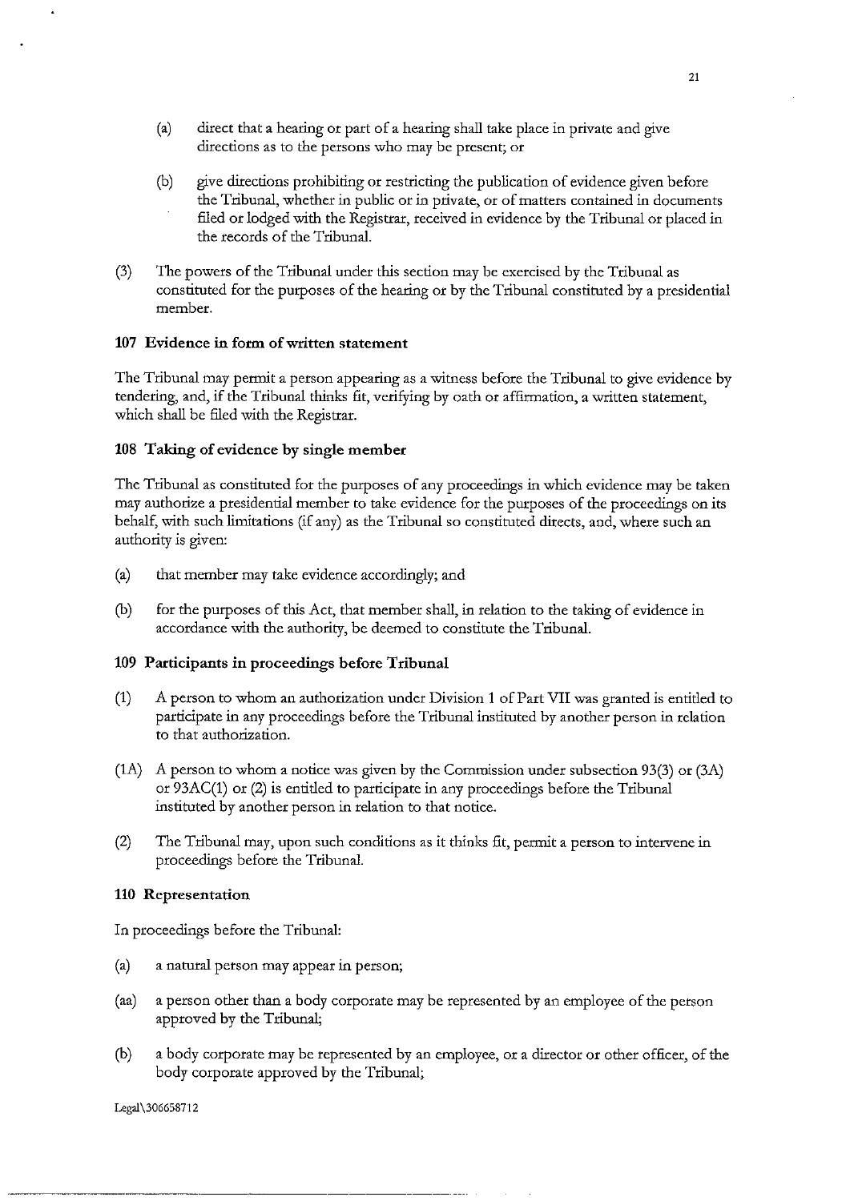(a) direct that a hearing or part of a hearing shall take place in private and give directions as to the persons who may be present; or

(b) give directions prohibiting or restricting the publication of evidence given before the Tribunal, whether in public or in private, or of matters contained in documents filed or lodged with the Registrar, received in evidence by the Tribunal or placed in the records of the Tribunal.

(3) The powers of the Tribunal under this section may be exercised by the Tribunal as constituted for the purposes of the hearing or by the Tribunal constituted by a presidential member.

### 107 Evidence in form of written statement

The Tribunal may permit a person appearing as a witness before the Tribunal to give evidence by tendering, and, if the Tribunal thinks fit, verifying by oath or affirmation, a written statement, which shall be filed with the Registrar.

### 108 Taking of evidence by single member

The Tribunal as constituted for the purposes of any proceedings in which evidence may be taken may authorize a presidential member to take evidence for the purposes of the proceedings on its behalf, with such limitations (if any) as the Tribunal so constituted directs, and, where such an authority is given:

(a) that member may take evidence accordingly; and

(b) for the purposes of this Act, that member shall, in relation to the taking of evidence in accordance with the authority, be deemed to constitute the Tribunal.

### 109 Participants in proceedings before Tribunal

(1) A person to whom an authorization under Division 1 of Part VII was granted is entitled to participate in any proceedings before the Tribunal instituted by another person in relation to that authorization.

(1A) A person to whom a notice was given by the Commission under subsection 93(3) or (3A) or 93AC(1) or (2) is entitled to participate in any proceedings before the Tribunal instituted by another person in relation to that notice.

(2) The Tribunal may, upon such conditions as it thinks fit, permit a person to intervene in proceedings before the Tribunal.

### 110 Representation

In proceedings before the Tribunal:

(a) a natural person may appear in person;

(aa) a person other than a body corporate may be represented by an employee of the person approved by the Tribunal;

(b) a body corporate may be represented by an employee, or a director or other officer, of the body corporate approved by the Tribunal;

Legal\306658712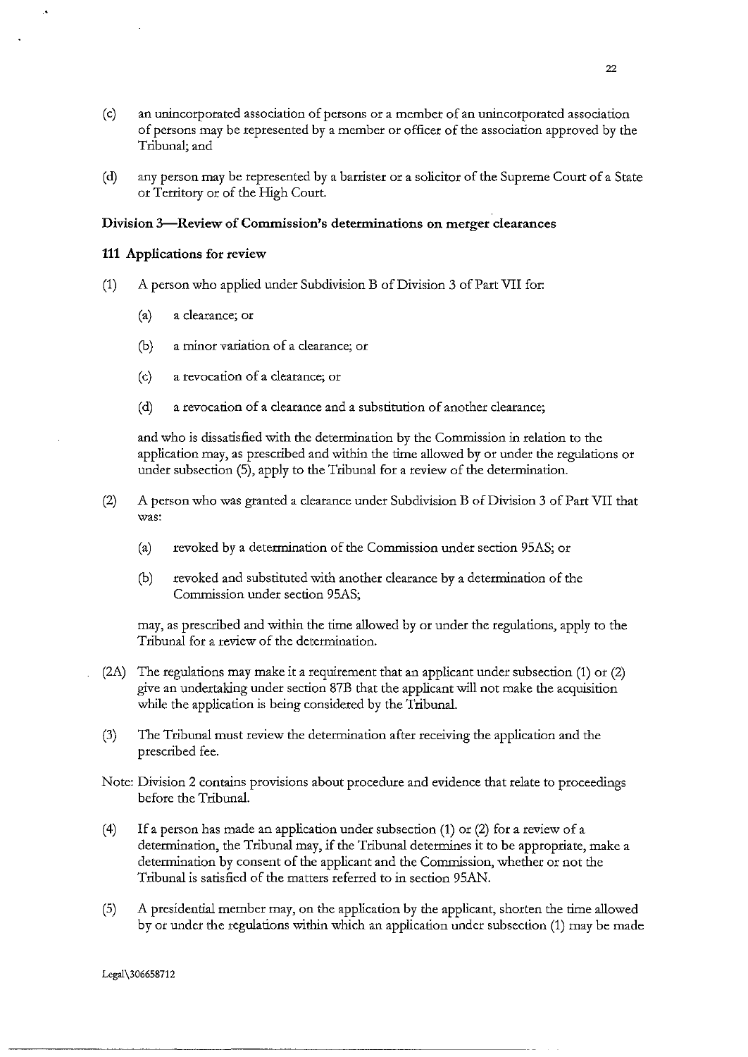(c) an unincorporated association of persons or a member of an unincorporated association of persons may be represented by a member or officer of the association approved by the Tribunal; and

(d) any person may be represented by a barrister or a solicitor of the Supreme Court of a State or Territory or of the High Court.

### Division 3—Review of Commission's determinations on merger clearances

#### 111 Applications for review

(1) A person who applied under Subdivision B of Division 3 of Part VII for:

> (a) a clearance; or
>
> (b) a minor variation of a clearance; or
>
> (c) a revocation of a clearance; or
>
> (d) a revocation of a clearance and a substitution of another clearance;

and who is dissatisfied with the determination by the Commission in relation to the application may, as prescribed and within the time allowed by or under the regulations or under subsection (5), apply to the Tribunal for a review of the determination.

(2) A person who was granted a clearance under Subdivision B of Division 3 of Part VII that was:

> (a) revoked by a determination of the Commission under section 95AS; or
>
> (b) revoked and substituted with another clearance by a determination of the Commission under section 95AS;

may, as prescribed and within the time allowed by or under the regulations, apply to the Tribunal for a review of the determination.

(2A) The regulations may make it a requirement that an applicant under subsection (1) or (2) give an undertaking under section 87B that the applicant will not make the acquisition while the application is being considered by the Tribunal.

(3) The Tribunal must review the determination after receiving the application and the prescribed fee.

Note: Division 2 contains provisions about procedure and evidence that relate to proceedings before the Tribunal.

(4) If a person has made an application under subsection (1) or (2) for a review of a determination, the Tribunal may, if the Tribunal determines it to be appropriate, make a determination by consent of the applicant and the Commission, whether or not the Tribunal is satisfied of the matters referred to in section 95AN.

(5) A presidential member may, on the application by the applicant, shorten the time allowed by or under the regulations within which an application under subsection (1) may be made

Legal\306658712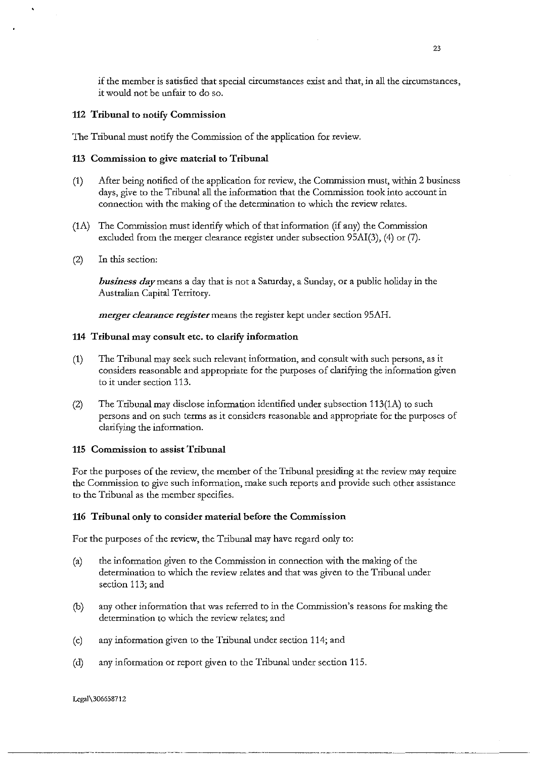if the member is satisfied that special circumstances exist and that, in all the circumstances, it would not be unfair to do so.

### 112 Tribunal to notify Commission

The Tribunal must notify the Commission of the application for review.

### 113 Commission to give material to Tribunal

(1) After being notified of the application for review, the Commission must, within 2 business days, give to the Tribunal all the information that the Commission took into account in connection with the making of the determination to which the review relates.

(1A) The Commission must identify which of that information (if any) the Commission excluded from the merger clearance register under subsection 95AI(3), (4) or (7).

(2) In this section:

***business day*** means a day that is not a Saturday, a Sunday, or a public holiday in the Australian Capital Territory.

***merger clearance register*** means the register kept under section 95AH.

### 114 Tribunal may consult etc. to clarify information

(1) The Tribunal may seek such relevant information, and consult with such persons, as it considers reasonable and appropriate for the purposes of clarifying the information given to it under section 113.

(2) The Tribunal may disclose information identified under subsection 113(1A) to such persons and on such terms as it considers reasonable and appropriate for the purposes of clarifying the information.

### 115 Commission to assist Tribunal

For the purposes of the review, the member of the Tribunal presiding at the review may require the Commission to give such information, make such reports and provide such other assistance to the Tribunal as the member specifies.

### 116 Tribunal only to consider material before the Commission

For the purposes of the review, the Tribunal may have regard only to:

(a) the information given to the Commission in connection with the making of the determination to which the review relates and that was given to the Tribunal under section 113; and

(b) any other information that was referred to in the Commission's reasons for making the determination to which the review relates; and

(c) any information given to the Tribunal under section 114; and

(d) any information or report given to the Tribunal under section 115.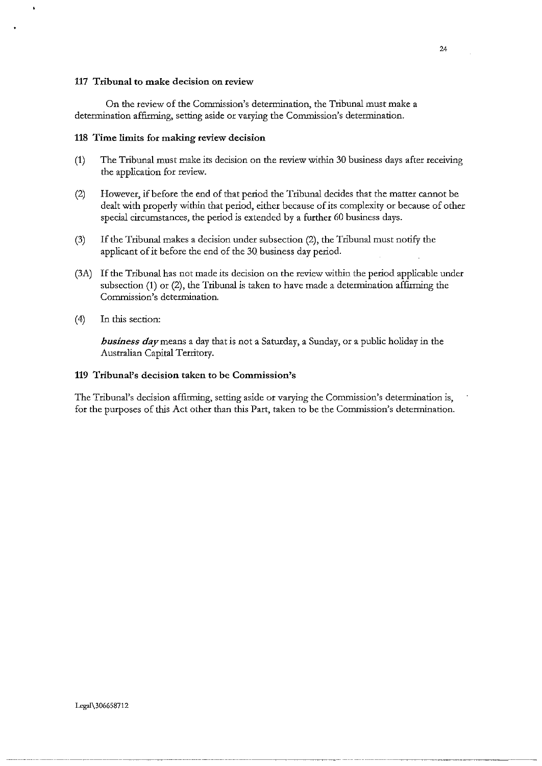### 117 Tribunal to make decision on review

On the review of the Commission's determination, the Tribunal must make a determination affirming, setting aside or varying the Commission's determination.

### 118 Time limits for making review decision

(1) The Tribunal must make its decision on the review within 30 business days after receiving the application for review.

(2) However, if before the end of that period the Tribunal decides that the matter cannot be dealt with properly within that period, either because of its complexity or because of other special circumstances, the period is extended by a further 60 business days.

(3) If the Tribunal makes a decision under subsection (2), the Tribunal must notify the applicant of it before the end of the 30 business day period.

(3A) If the Tribunal has not made its decision on the review within the period applicable under subsection (1) or (2), the Tribunal is taken to have made a determination affirming the Commission's determination.

(4) In this section:

***business day*** means a day that is not a Saturday, a Sunday, or a public holiday in the Australian Capital Territory.

### 119 Tribunal's decision taken to be Commission's

The Tribunal's decision affirming, setting aside or varying the Commission's determination is, for the purposes of this Act other than this Part, taken to be the Commission's determination.

Legal\306658712